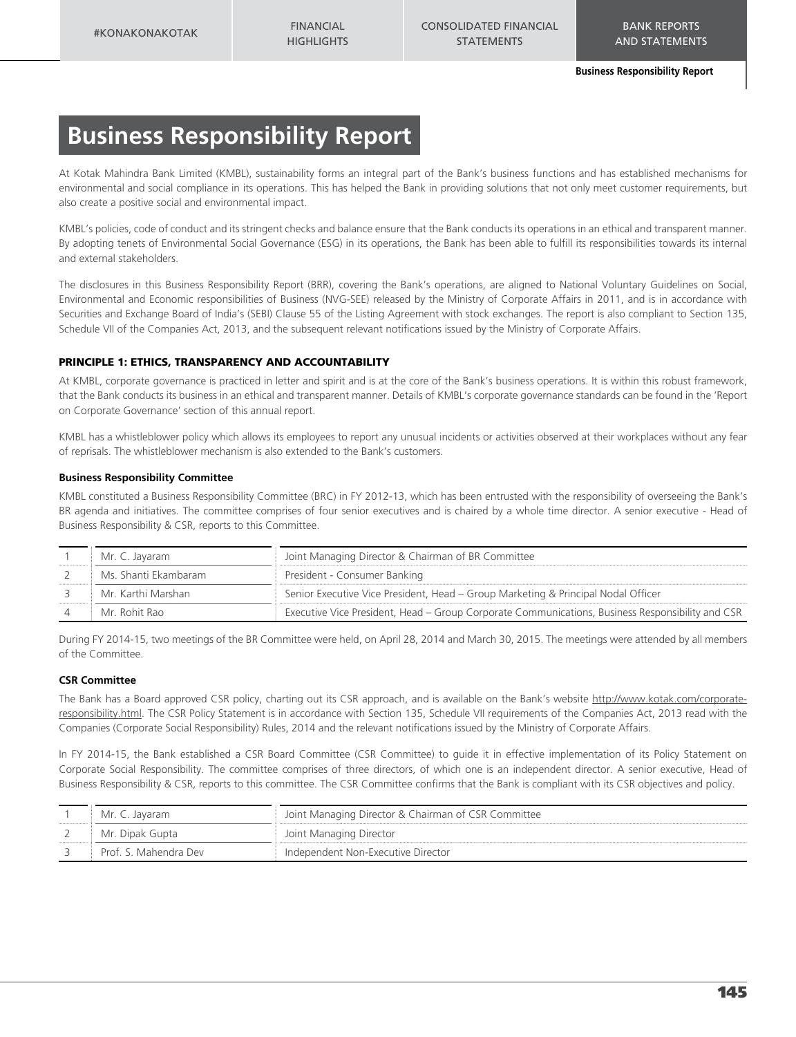# Business Responsibility Report

At Kotak Mahindra Bank Limited (KMBL), sustainability forms an integral part of the Bank's business functions and has established mechanisms for environmental and social compliance in its operations. This has helped the Bank in providing solutions that not only meet customer requirements, but also create a positive social and environmental impact.

KMBL's policies, code of conduct and its stringent checks and balance ensure that the Bank conducts its operations in an ethical and transparent manner. By adopting tenets of Environmental Social Governance (ESG) in its operations, the Bank has been able to fulfill its responsibilities towards its internal and external stakeholders.

The disclosures in this Business Responsibility Report (BRR), covering the Bank's operations, are aligned to National Voluntary Guidelines on Social, Environmental and Economic responsibilities of Business (NVG-SEE) released by the Ministry of Corporate Affairs in 2011, and is in accordance with Securities and Exchange Board of India's (SEBI) Clause 55 of the Listing Agreement with stock exchanges. The report is also compliant to Section 135, Schedule VII of the Companies Act, 2013, and the subsequent relevant notifications issued by the Ministry of Corporate Affairs.

## PRINCIPLE 1: ETHICS, TRANSPARENCY AND ACCOUNTABILITY

At KMBL, corporate governance is practiced in letter and spirit and is at the core of the Bank's business operations. It is within this robust framework, that the Bank conducts its business in an ethical and transparent manner. Details of KMBL's corporate governance standards can be found in the 'Report on Corporate Governance' section of this annual report.

KMBL has a whistleblower policy which allows its employees to report any unusual incidents or activities observed at their workplaces without any fear of reprisals. The whistleblower mechanism is also extended to the Bank's customers.

### Business Responsibility Committee

KMBL constituted a Business Responsibility Committee (BRC) in FY 2012-13, which has been entrusted with the responsibility of overseeing the Bank's BR agenda and initiatives. The committee comprises of four senior executives and is chaired by a whole time director. A senior executive - Head of Business Responsibility & CSR, reports to this Committee.

| | | |
|---|---|---|
| 1 | Mr. C. Jayaram | Joint Managing Director & Chairman of BR Committee |
| 2 | Ms. Shanti Ekambaram | President - Consumer Banking |
| 3 | Mr. Karthi Marshan | Senior Executive Vice President, Head – Group Marketing & Principal Nodal Officer |
| 4 | Mr. Rohit Rao | Executive Vice President, Head – Group Corporate Communications, Business Responsibility and CSR |

During FY 2014-15, two meetings of the BR Committee were held, on April 28, 2014 and March 30, 2015. The meetings were attended by all members of the Committee.

### CSR Committee

The Bank has a Board approved CSR policy, charting out its CSR approach, and is available on the Bank's website http://www.kotak.com/corporate-responsibility.html. The CSR Policy Statement is in accordance with Section 135, Schedule VII requirements of the Companies Act, 2013 read with the Companies (Corporate Social Responsibility) Rules, 2014 and the relevant notifications issued by the Ministry of Corporate Affairs.

In FY 2014-15, the Bank established a CSR Board Committee (CSR Committee) to guide it in effective implementation of its Policy Statement on Corporate Social Responsibility. The committee comprises of three directors, of which one is an independent director. A senior executive, Head of Business Responsibility & CSR, reports to this committee. The CSR Committee confirms that the Bank is compliant with its CSR objectives and policy.

| | | |
|---|---|---|
| 1 | Mr. C. Jayaram | Joint Managing Director & Chairman of CSR Committee |
| 2 | Mr. Dipak Gupta | Joint Managing Director |
| 3 | Prof. S. Mahendra Dev | Independent Non-Executive Director |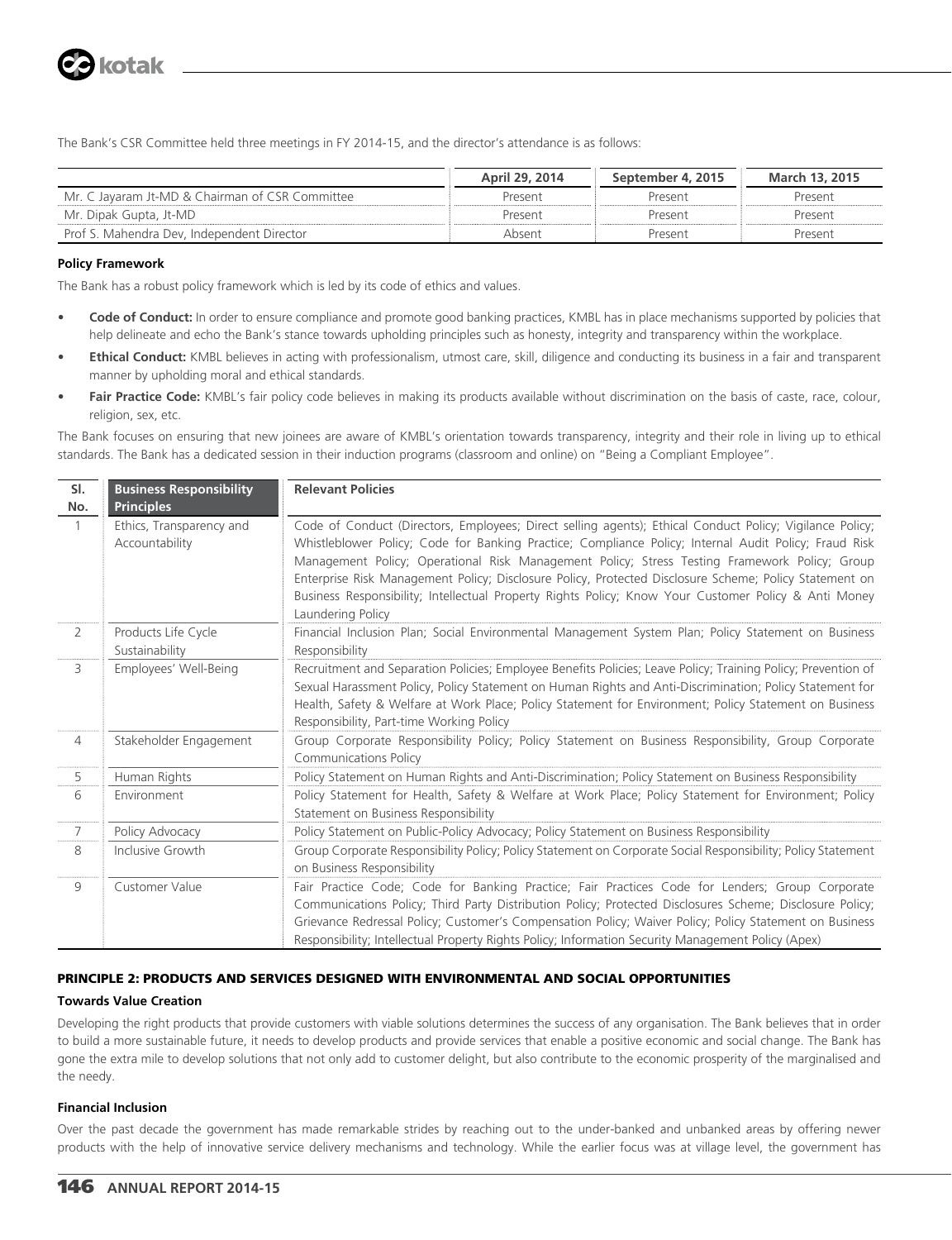The Bank's CSR Committee held three meetings in FY 2014-15, and the director's attendance is as follows:

| | April 29, 2014 | September 4, 2015 | March 13, 2015 |
|---|---|---|---|
| Mr. C Jayaram Jt-MD & Chairman of CSR Committee | Present | Present | Present |
| Mr. Dipak Gupta, Jt-MD | Present | Present | Present |
| Prof S. Mahendra Dev, Independent Director | Absent | Present | Present |

**Policy Framework**

The Bank has a robust policy framework which is led by its code of ethics and values.

- **Code of Conduct:** In order to ensure compliance and promote good banking practices, KMBL has in place mechanisms supported by policies that help delineate and echo the Bank's stance towards upholding principles such as honesty, integrity and transparency within the workplace.
- **Ethical Conduct:** KMBL believes in acting with professionalism, utmost care, skill, diligence and conducting its business in a fair and transparent manner by upholding moral and ethical standards.
- **Fair Practice Code:** KMBL's fair policy code believes in making its products available without discrimination on the basis of caste, race, colour, religion, sex, etc.

The Bank focuses on ensuring that new joinees are aware of KMBL's orientation towards transparency, integrity and their role in living up to ethical standards. The Bank has a dedicated session in their induction programs (classroom and online) on "Being a Compliant Employee".

| Sl. No. | Business Responsibility Principles | Relevant Policies |
|---|---|---|
| 1 | Ethics, Transparency and Accountability | Code of Conduct (Directors, Employees; Direct selling agents); Ethical Conduct Policy; Vigilance Policy; Whistleblower Policy; Code for Banking Practice; Compliance Policy; Internal Audit Policy; Fraud Risk Management Policy; Operational Risk Management Policy; Stress Testing Framework Policy; Group Enterprise Risk Management Policy; Disclosure Policy, Protected Disclosure Scheme; Policy Statement on Business Responsibility; Intellectual Property Rights Policy; Know Your Customer Policy & Anti Money Laundering Policy |
| 2 | Products Life Cycle Sustainability | Financial Inclusion Plan; Social Environmental Management System Plan; Policy Statement on Business Responsibility |
| 3 | Employees' Well-Being | Recruitment and Separation Policies; Employee Benefits Policies; Leave Policy; Training Policy; Prevention of Sexual Harassment Policy, Policy Statement on Human Rights and Anti-Discrimination; Policy Statement for Health, Safety & Welfare at Work Place; Policy Statement for Environment; Policy Statement on Business Responsibility, Part-time Working Policy |
| 4 | Stakeholder Engagement | Group Corporate Responsibility Policy; Policy Statement on Business Responsibility, Group Corporate Communications Policy |
| 5 | Human Rights | Policy Statement on Human Rights and Anti-Discrimination; Policy Statement on Business Responsibility |
| 6 | Environment | Policy Statement for Health, Safety & Welfare at Work Place; Policy Statement for Environment; Policy Statement on Business Responsibility |
| 7 | Policy Advocacy | Policy Statement on Public-Policy Advocacy; Policy Statement on Business Responsibility |
| 8 | Inclusive Growth | Group Corporate Responsibility Policy; Policy Statement on Corporate Social Responsibility; Policy Statement on Business Responsibility |
| 9 | Customer Value | Fair Practice Code; Code for Banking Practice; Fair Practices Code for Lenders; Group Corporate Communications Policy; Third Party Distribution Policy; Protected Disclosures Scheme; Disclosure Policy; Grievance Redressal Policy; Customer's Compensation Policy; Waiver Policy; Policy Statement on Business Responsibility; Intellectual Property Rights Policy; Information Security Management Policy (Apex) |

## PRINCIPLE 2: PRODUCTS AND SERVICES DESIGNED WITH ENVIRONMENTAL AND SOCIAL OPPORTUNITIES

**Towards Value Creation**

Developing the right products that provide customers with viable solutions determines the success of any organisation. The Bank believes that in order to build a more sustainable future, it needs to develop products and provide services that enable a positive economic and social change. The Bank has gone the extra mile to develop solutions that not only add to customer delight, but also contribute to the economic prosperity of the marginalised and the needy.

**Financial Inclusion**

Over the past decade the government has made remarkable strides by reaching out to the under-banked and unbanked areas by offering newer products with the help of innovative service delivery mechanisms and technology. While the earlier focus was at village level, the government has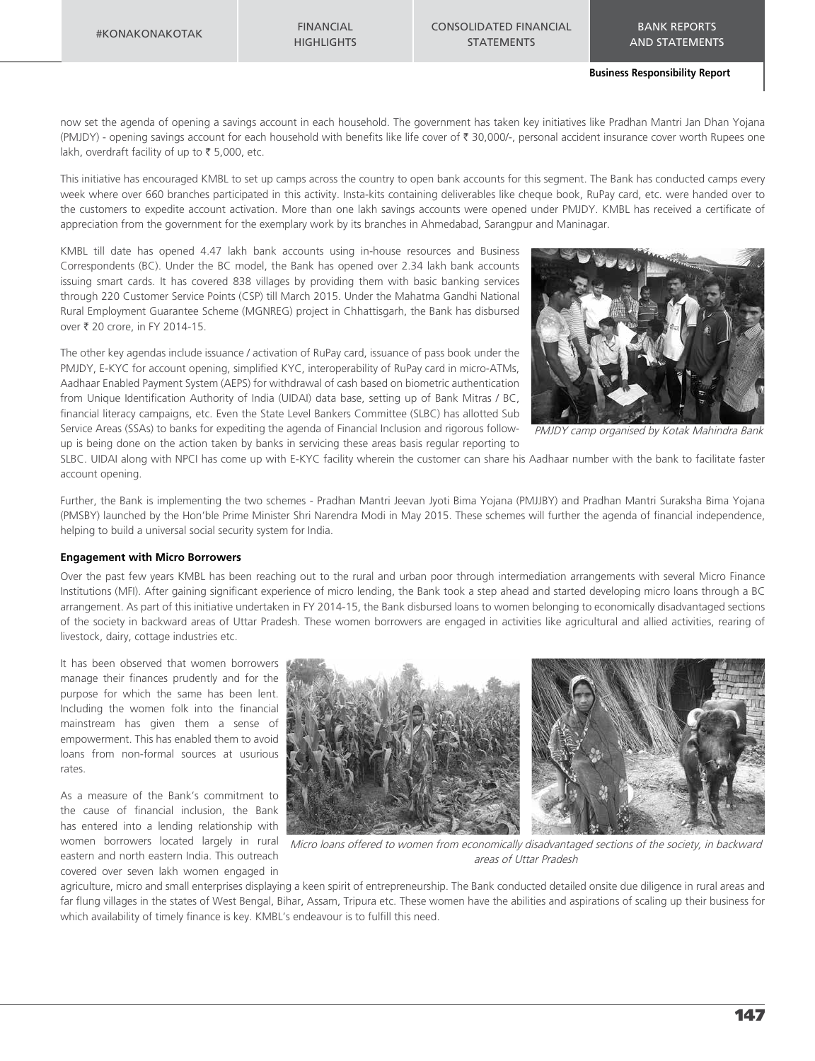now set the agenda of opening a savings account in each household. The government has taken key initiatives like Pradhan Mantri Jan Dhan Yojana (PMJDY) - opening savings account for each household with benefits like life cover of ₹ 30,000/-, personal accident insurance cover worth Rupees one lakh, overdraft facility of up to ₹ 5,000, etc.

This initiative has encouraged KMBL to set up camps across the country to open bank accounts for this segment. The Bank has conducted camps every week where over 660 branches participated in this activity. Insta-kits containing deliverables like cheque book, RuPay card, etc. were handed over to the customers to expedite account activation. More than one lakh savings accounts were opened under PMJDY. KMBL has received a certificate of appreciation from the government for the exemplary work by its branches in Ahmedabad, Sarangpur and Maninagar.

KMBL till date has opened 4.47 lakh bank accounts using in-house resources and Business Correspondents (BC). Under the BC model, the Bank has opened over 2.34 lakh bank accounts issuing smart cards. It has covered 838 villages by providing them with basic banking services through 220 Customer Service Points (CSP) till March 2015. Under the Mahatma Gandhi National Rural Employment Guarantee Scheme (MGNREG) project in Chhattisgarh, the Bank has disbursed over ₹ 20 crore, in FY 2014-15.

*PMJDY camp organised by Kotak Mahindra Bank*

The other key agendas include issuance / activation of RuPay card, issuance of pass book under the PMJDY, E-KYC for account opening, simplified KYC, interoperability of RuPay card in micro-ATMs, Aadhaar Enabled Payment System (AEPS) for withdrawal of cash based on biometric authentication from Unique Identification Authority of India (UIDAI) data base, setting up of Bank Mitras / BC, financial literacy campaigns, etc. Even the State Level Bankers Committee (SLBC) has allotted Sub Service Areas (SSAs) to banks for expediting the agenda of Financial Inclusion and rigorous follow-up is being done on the action taken by banks in servicing these areas basis regular reporting to SLBC. UIDAI along with NPCI has come up with E-KYC facility wherein the customer can share his Aadhaar number with the bank to facilitate faster account opening.

Further, the Bank is implementing the two schemes - Pradhan Mantri Jeevan Jyoti Bima Yojana (PMJJBY) and Pradhan Mantri Suraksha Bima Yojana (PMSBY) launched by the Hon'ble Prime Minister Shri Narendra Modi in May 2015. These schemes will further the agenda of financial independence, helping to build a universal social security system for India.

**Engagement with Micro Borrowers**

Over the past few years KMBL has been reaching out to the rural and urban poor through intermediation arrangements with several Micro Finance Institutions (MFI). After gaining significant experience of micro lending, the Bank took a step ahead and started developing micro loans through a BC arrangement. As part of this initiative undertaken in FY 2014-15, the Bank disbursed loans to women belonging to economically disadvantaged sections of the society in backward areas of Uttar Pradesh. These women borrowers are engaged in activities like agricultural and allied activities, rearing of livestock, dairy, cottage industries etc.

It has been observed that women borrowers manage their finances prudently and for the purpose for which the same has been lent. Including the women folk into the financial mainstream has given them a sense of empowerment. This has enabled them to avoid loans from non-formal sources at usurious rates.

As a measure of the Bank's commitment to the cause of financial inclusion, the Bank has entered into a lending relationship with women borrowers located largely in rural eastern and north eastern India. This outreach covered over seven lakh women engaged in agriculture, micro and small enterprises displaying a keen spirit of entrepreneurship. The Bank conducted detailed onsite due diligence in rural areas and far flung villages in the states of West Bengal, Bihar, Assam, Tripura etc. These women have the abilities and aspirations of scaling up their business for which availability of timely finance is key. KMBL's endeavour is to fulfill this need.

*Micro loans offered to women from economically disadvantaged sections of the society, in backward areas of Uttar Pradesh*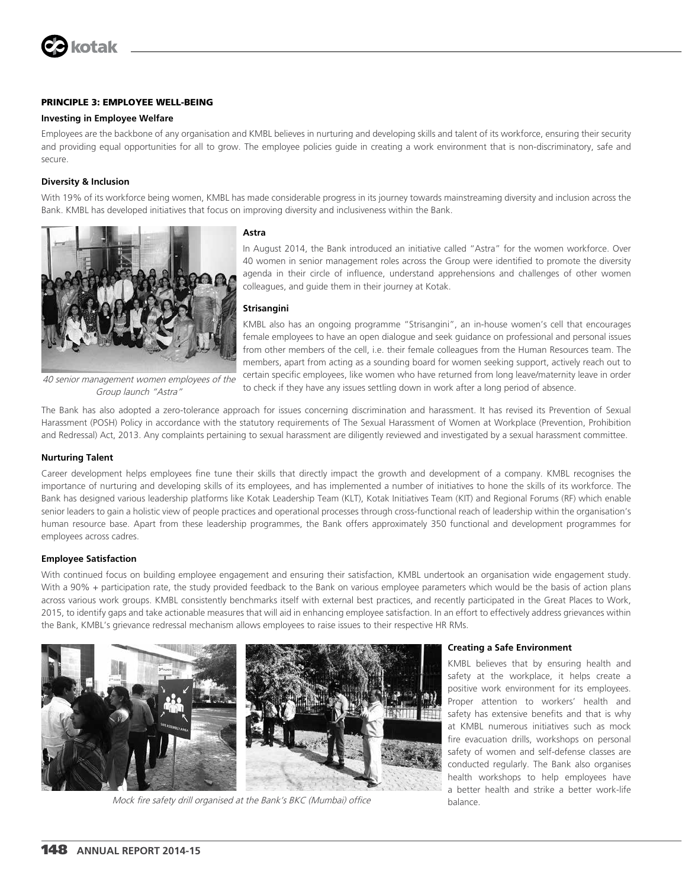## PRINCIPLE 3: EMPLOYEE WELL-BEING

### Investing in Employee Welfare

Employees are the backbone of any organisation and KMBL believes in nurturing and developing skills and talent of its workforce, ensuring their security and providing equal opportunities for all to grow. The employee policies guide in creating a work environment that is non-discriminatory, safe and secure.

### Diversity & Inclusion

With 19% of its workforce being women, KMBL has made considerable progress in its journey towards mainstreaming diversity and inclusion across the Bank. KMBL has developed initiatives that focus on improving diversity and inclusiveness within the Bank.

*40 senior management women employees of the Group launch "Astra"*

#### Astra

In August 2014, the Bank introduced an initiative called "Astra" for the women workforce. Over 40 women in senior management roles across the Group were identified to promote the diversity agenda in their circle of influence, understand apprehensions and challenges of other women colleagues, and guide them in their journey at Kotak.

#### Strisangini

KMBL also has an ongoing programme "Strisangini", an in-house women's cell that encourages female employees to have an open dialogue and seek guidance on professional and personal issues from other members of the cell, i.e. their female colleagues from the Human Resources team. The members, apart from acting as a sounding board for women seeking support, actively reach out to certain specific employees, like women who have returned from long leave/maternity leave in order to check if they have any issues settling down in work after a long period of absence.

The Bank has also adopted a zero-tolerance approach for issues concerning discrimination and harassment. It has revised its Prevention of Sexual Harassment (POSH) Policy in accordance with the statutory requirements of The Sexual Harassment of Women at Workplace (Prevention, Prohibition and Redressal) Act, 2013. Any complaints pertaining to sexual harassment are diligently reviewed and investigated by a sexual harassment committee.

### Nurturing Talent

Career development helps employees fine tune their skills that directly impact the growth and development of a company. KMBL recognises the importance of nurturing and developing skills of its employees, and has implemented a number of initiatives to hone the skills of its workforce. The Bank has designed various leadership platforms like Kotak Leadership Team (KLT), Kotak Initiatives Team (KIT) and Regional Forums (RF) which enable senior leaders to gain a holistic view of people practices and operational processes through cross-functional reach of leadership within the organisation's human resource base. Apart from these leadership programmes, the Bank offers approximately 350 functional and development programmes for employees across cadres.

### Employee Satisfaction

With continued focus on building employee engagement and ensuring their satisfaction, KMBL undertook an organisation wide engagement study. With a 90% + participation rate, the study provided feedback to the Bank on various employee parameters which would be the basis of action plans across various work groups. KMBL consistently benchmarks itself with external best practices, and recently participated in the Great Places to Work, 2015, to identify gaps and take actionable measures that will aid in enhancing employee satisfaction. In an effort to effectively address grievances within the Bank, KMBL's grievance redressal mechanism allows employees to raise issues to their respective HR RMs.

*Mock fire safety drill organised at the Bank's BKC (Mumbai) office*

### Creating a Safe Environment

KMBL believes that by ensuring health and safety at the workplace, it helps create a positive work environment for its employees. Proper attention to workers' health and safety has extensive benefits and that is why at KMBL numerous initiatives such as mock fire evacuation drills, workshops on personal safety of women and self-defense classes are conducted regularly. The Bank also organises health workshops to help employees have a better health and strike a better work-life balance.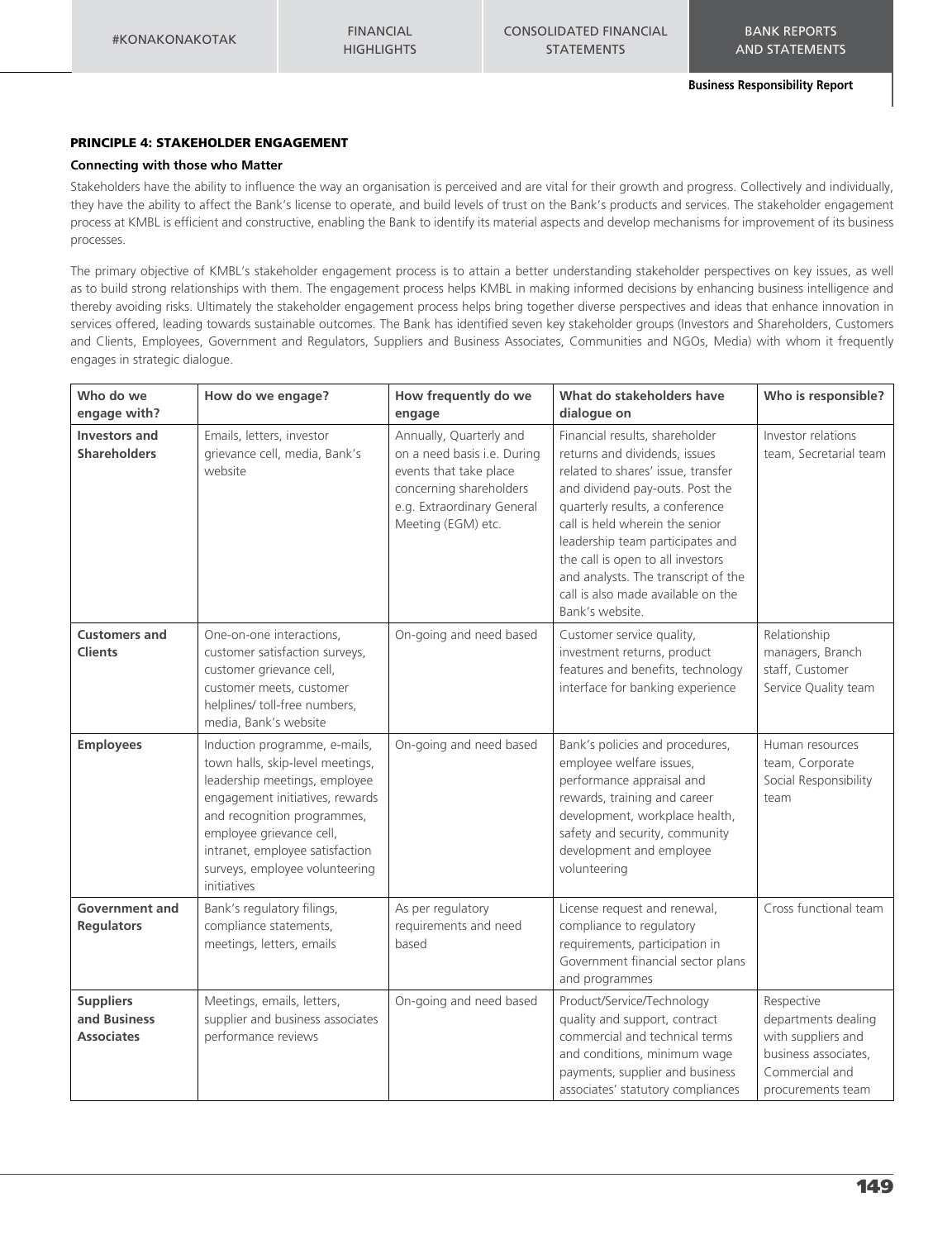### PRINCIPLE 4: STAKEHOLDER ENGAGEMENT

**Connecting with those who Matter**

Stakeholders have the ability to influence the way an organisation is perceived and are vital for their growth and progress. Collectively and individually, they have the ability to affect the Bank's license to operate, and build levels of trust on the Bank's products and services. The stakeholder engagement process at KMBL is efficient and constructive, enabling the Bank to identify its material aspects and develop mechanisms for improvement of its business processes.

The primary objective of KMBL's stakeholder engagement process is to attain a better understanding stakeholder perspectives on key issues, as well as to build strong relationships with them. The engagement process helps KMBL in making informed decisions by enhancing business intelligence and thereby avoiding risks. Ultimately the stakeholder engagement process helps bring together diverse perspectives and ideas that enhance innovation in services offered, leading towards sustainable outcomes. The Bank has identified seven key stakeholder groups (Investors and Shareholders, Customers and Clients, Employees, Government and Regulators, Suppliers and Business Associates, Communities and NGOs, Media) with whom it frequently engages in strategic dialogue.

| Who do we engage with? | How do we engage? | How frequently do we engage | What do stakeholders have dialogue on | Who is responsible? |
|---|---|---|---|---|
| **Investors and Shareholders** | Emails, letters, investor grievance cell, media, Bank's website | Annually, Quarterly and on a need basis i.e. During events that take place concerning shareholders e.g. Extraordinary General Meeting (EGM) etc. | Financial results, shareholder returns and dividends, issues related to shares' issue, transfer and dividend pay-outs. Post the quarterly results, a conference call is held wherein the senior leadership team participates and the call is open to all investors and analysts. The transcript of the call is also made available on the Bank's website. | Investor relations team, Secretarial team |
| **Customers and Clients** | One-on-one interactions, customer satisfaction surveys, customer grievance cell, customer meets, customer helplines/ toll-free numbers, media, Bank's website | On-going and need based | Customer service quality, investment returns, product features and benefits, technology interface for banking experience | Relationship managers, Branch staff, Customer Service Quality team |
| **Employees** | Induction programme, e-mails, town halls, skip-level meetings, leadership meetings, employee engagement initiatives, rewards and recognition programmes, employee grievance cell, intranet, employee satisfaction surveys, employee volunteering initiatives | On-going and need based | Bank's policies and procedures, employee welfare issues, performance appraisal and rewards, training and career development, workplace health, safety and security, community development and employee volunteering | Human resources team, Corporate Social Responsibility team |
| **Government and Regulators** | Bank's regulatory filings, compliance statements, meetings, letters, emails | As per regulatory requirements and need based | License request and renewal, compliance to regulatory requirements, participation in Government financial sector plans and programmes | Cross functional team |
| **Suppliers and Business Associates** | Meetings, emails, letters, supplier and business associates performance reviews | On-going and need based | Product/Service/Technology quality and support, contract commercial and technical terms and conditions, minimum wage payments, supplier and business associates' statutory compliances | Respective departments dealing with suppliers and business associates, Commercial and procurements team |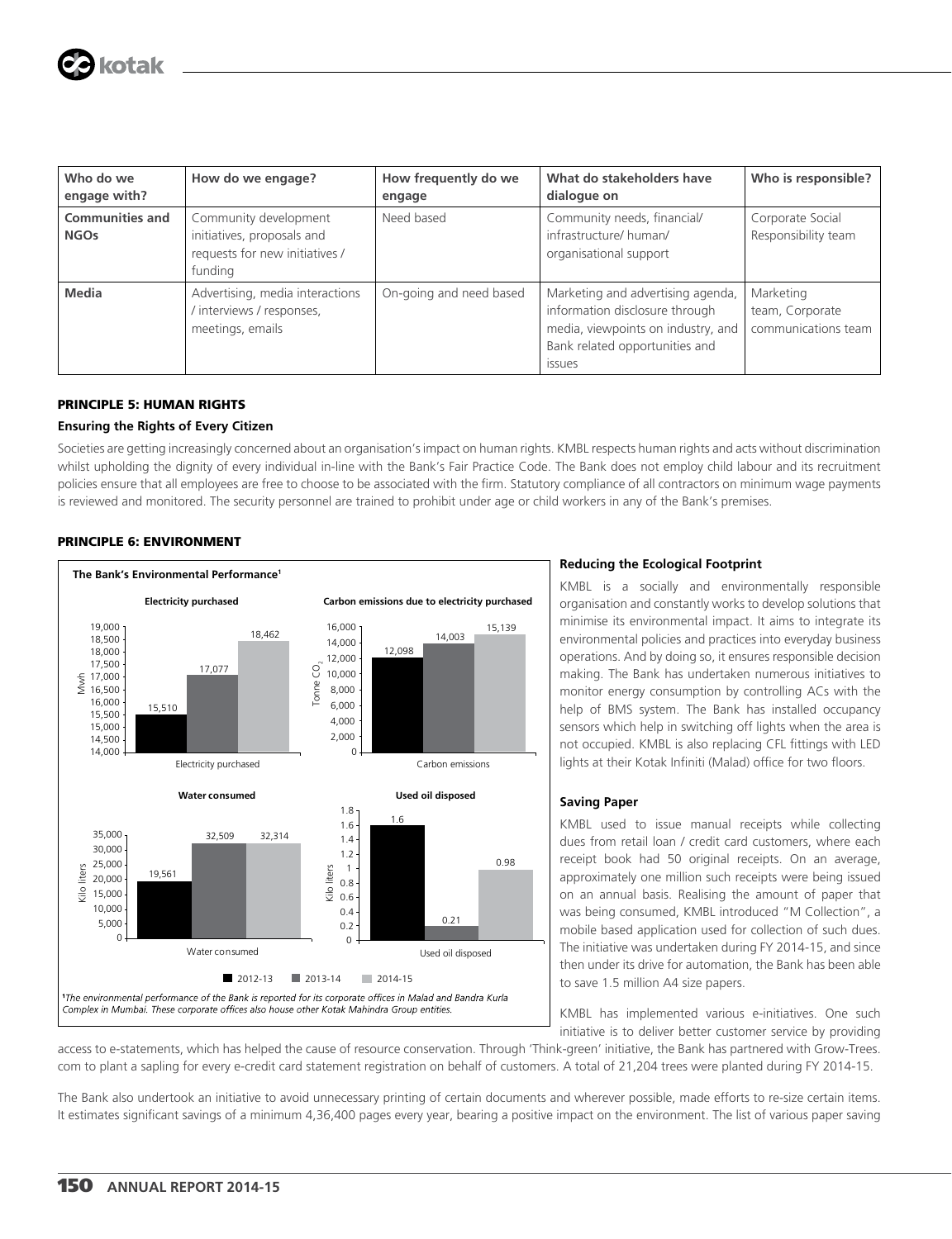| Who do we engage with? | How do we engage? | How frequently do we engage | What do stakeholders have dialogue on | Who is responsible? |
|---|---|---|---|---|
| **Communities and NGOs** | Community development initiatives, proposals and requests for new initiatives / funding | Need based | Community needs, financial/ infrastructure/ human/ organisational support | Corporate Social Responsibility team |
| **Media** | Advertising, media interactions / interviews / responses, meetings, emails | On-going and need based | Marketing and advertising agenda, information disclosure through media, viewpoints on industry, and Bank related opportunities and issues | Marketing team, Corporate communications team |

## PRINCIPLE 5: HUMAN RIGHTS

### Ensuring the Rights of Every Citizen

Societies are getting increasingly concerned about an organisation's impact on human rights. KMBL respects human rights and acts without discrimination whilst upholding the dignity of every individual in-line with the Bank's Fair Practice Code. The Bank does not employ child labour and its recruitment policies ensure that all employees are free to choose to be associated with the firm. Statutory compliance of all contractors on minimum wage payments is reviewed and monitored. The security personnel are trained to prohibit under age or child workers in any of the Bank's premises.

## PRINCIPLE 6: ENVIRONMENT

**The Bank's Environmental Performance[1]**

**Electricity purchased**

Mwh

19,000
18,500
18,000
17,500
17,000
16,500
16,000
15,500
15,000
14,500
14,000

15,510
17,077
18,462

Electricity purchased

**Carbon emissions due to electricity purchased**

Tonne $CO_2$

16,000
14,000
12,000
10,000
8,000
6,000
4,000
2,000
0

12,098
14,003
15,139

Carbon emissions

**Water consumed**

Kilo liters

35,000
30,000
25,000
20,000
15,000
10,000
5,000
0

19,561
32,509
32,314

Water consumed

**Used oil disposed**

Kilo liters

1.8
1.6
1.4
1.2
1
0.8
0.6
0.4
0.2
0

1.6
0.21
0.98

Used oil disposed

2012-13 2013-14 2014-15

[1]*The environmental performance of the Bank is reported for its corporate offices in Malad and Bandra Kurla Complex in Mumbai. These corporate offices also house other Kotak Mahindra Group entities.*

### Reducing the Ecological Footprint

KMBL is a socially and environmentally responsible organisation and constantly works to develop solutions that minimise its environmental impact. It aims to integrate its environmental policies and practices into everyday business operations. And by doing so, it ensures responsible decision making. The Bank has undertaken numerous initiatives to monitor energy consumption by controlling ACs with the help of BMS system. The Bank has installed occupancy sensors which help in switching off lights when the area is not occupied. KMBL is also replacing CFL fittings with LED lights at their Kotak Infiniti (Malad) office for two floors.

### Saving Paper

KMBL used to issue manual receipts while collecting dues from retail loan / credit card customers, where each receipt book had 50 original receipts. On an average, approximately one million such receipts were being issued on an annual basis. Realising the amount of paper that was being consumed, KMBL introduced "M Collection", a mobile based application used for collection of such dues. The initiative was undertaken during FY 2014-15, and since then under its drive for automation, the Bank has been able to save 1.5 million A4 size papers.

KMBL has implemented various e-initiatives. One such initiative is to deliver better customer service by providing access to e-statements, which has helped the cause of resource conservation. Through 'Think-green' initiative, the Bank has partnered with Grow-Trees.com to plant a sapling for every e-credit card statement registration on behalf of customers. A total of 21,204 trees were planted during FY 2014-15.

The Bank also undertook an initiative to avoid unnecessary printing of certain documents and wherever possible, made efforts to re-size certain items. It estimates significant savings of a minimum 4,36,400 pages every year, bearing a positive impact on the environment. The list of various paper saving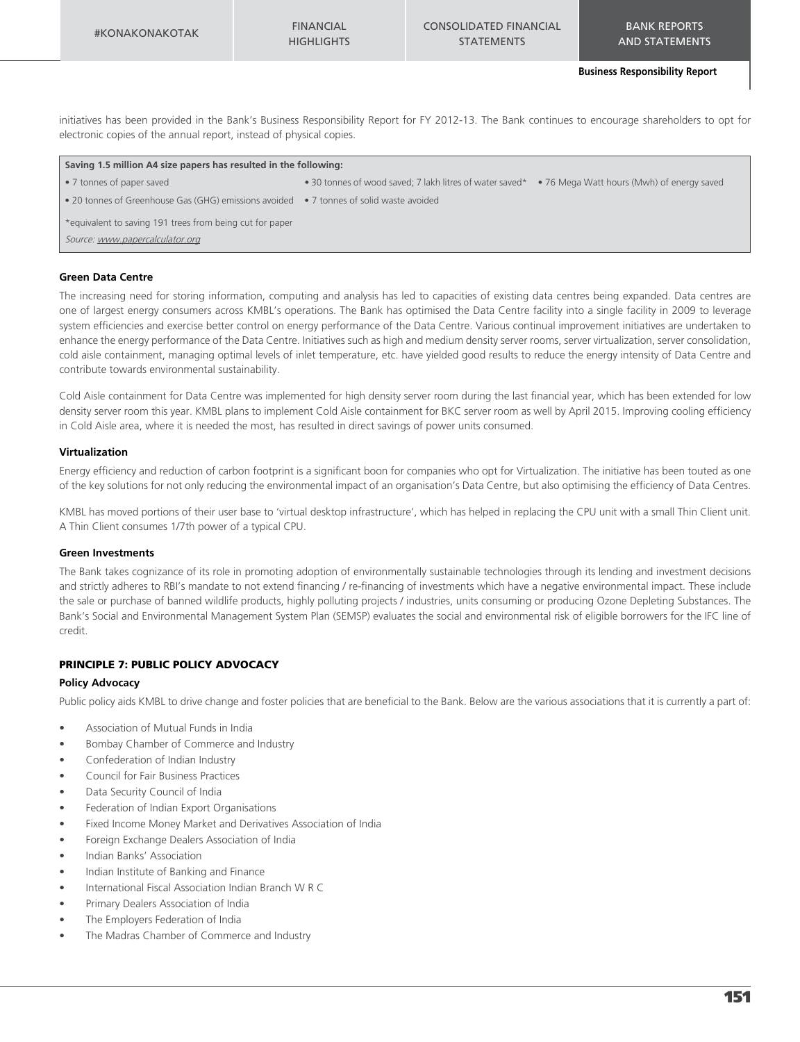initiatives has been provided in the Bank's Business Responsibility Report for FY 2012-13. The Bank continues to encourage shareholders to opt for electronic copies of the annual report, instead of physical copies.

| Saving 1.5 million A4 size papers has resulted in the following: | | |
|---|---|---|
| • 7 tonnes of paper saved | • 30 tonnes of wood saved; 7 lakh litres of water saved* | • 76 Mega Watt hours (Mwh) of energy saved |
| • 20 tonnes of Greenhouse Gas (GHG) emissions avoided | • 7 tonnes of solid waste avoided | |
| *equivalent to saving 191 trees from being cut for paper | | |
| *Source: www.papercalculator.org* | | |

**Green Data Centre**

The increasing need for storing information, computing and analysis has led to capacities of existing data centres being expanded. Data centres are one of largest energy consumers across KMBL's operations. The Bank has optimised the Data Centre facility into a single facility in 2009 to leverage system efficiencies and exercise better control on energy performance of the Data Centre. Various continual improvement initiatives are undertaken to enhance the energy performance of the Data Centre. Initiatives such as high and medium density server rooms, server virtualization, server consolidation, cold aisle containment, managing optimal levels of inlet temperature, etc. have yielded good results to reduce the energy intensity of Data Centre and contribute towards environmental sustainability.

Cold Aisle containment for Data Centre was implemented for high density server room during the last financial year, which has been extended for low density server room this year. KMBL plans to implement Cold Aisle containment for BKC server room as well by April 2015. Improving cooling efficiency in Cold Aisle area, where it is needed the most, has resulted in direct savings of power units consumed.

**Virtualization**

Energy efficiency and reduction of carbon footprint is a significant boon for companies who opt for Virtualization. The initiative has been touted as one of the key solutions for not only reducing the environmental impact of an organisation's Data Centre, but also optimising the efficiency of Data Centres.

KMBL has moved portions of their user base to 'virtual desktop infrastructure', which has helped in replacing the CPU unit with a small Thin Client unit. A Thin Client consumes 1/7th power of a typical CPU.

**Green Investments**

The Bank takes cognizance of its role in promoting adoption of environmentally sustainable technologies through its lending and investment decisions and strictly adheres to RBI's mandate to not extend financing / re-financing of investments which have a negative environmental impact. These include the sale or purchase of banned wildlife products, highly polluting projects / industries, units consuming or producing Ozone Depleting Substances. The Bank's Social and Environmental Management System Plan (SEMSP) evaluates the social and environmental risk of eligible borrowers for the IFC line of credit.

## PRINCIPLE 7: PUBLIC POLICY ADVOCACY

**Policy Advocacy**

Public policy aids KMBL to drive change and foster policies that are beneficial to the Bank. Below are the various associations that it is currently a part of:

- Association of Mutual Funds in India
- Bombay Chamber of Commerce and Industry
- Confederation of Indian Industry
- Council for Fair Business Practices
- Data Security Council of India
- Federation of Indian Export Organisations
- Fixed Income Money Market and Derivatives Association of India
- Foreign Exchange Dealers Association of India
- Indian Banks' Association
- Indian Institute of Banking and Finance
- International Fiscal Association Indian Branch W R C
- Primary Dealers Association of India
- The Employers Federation of India
- The Madras Chamber of Commerce and Industry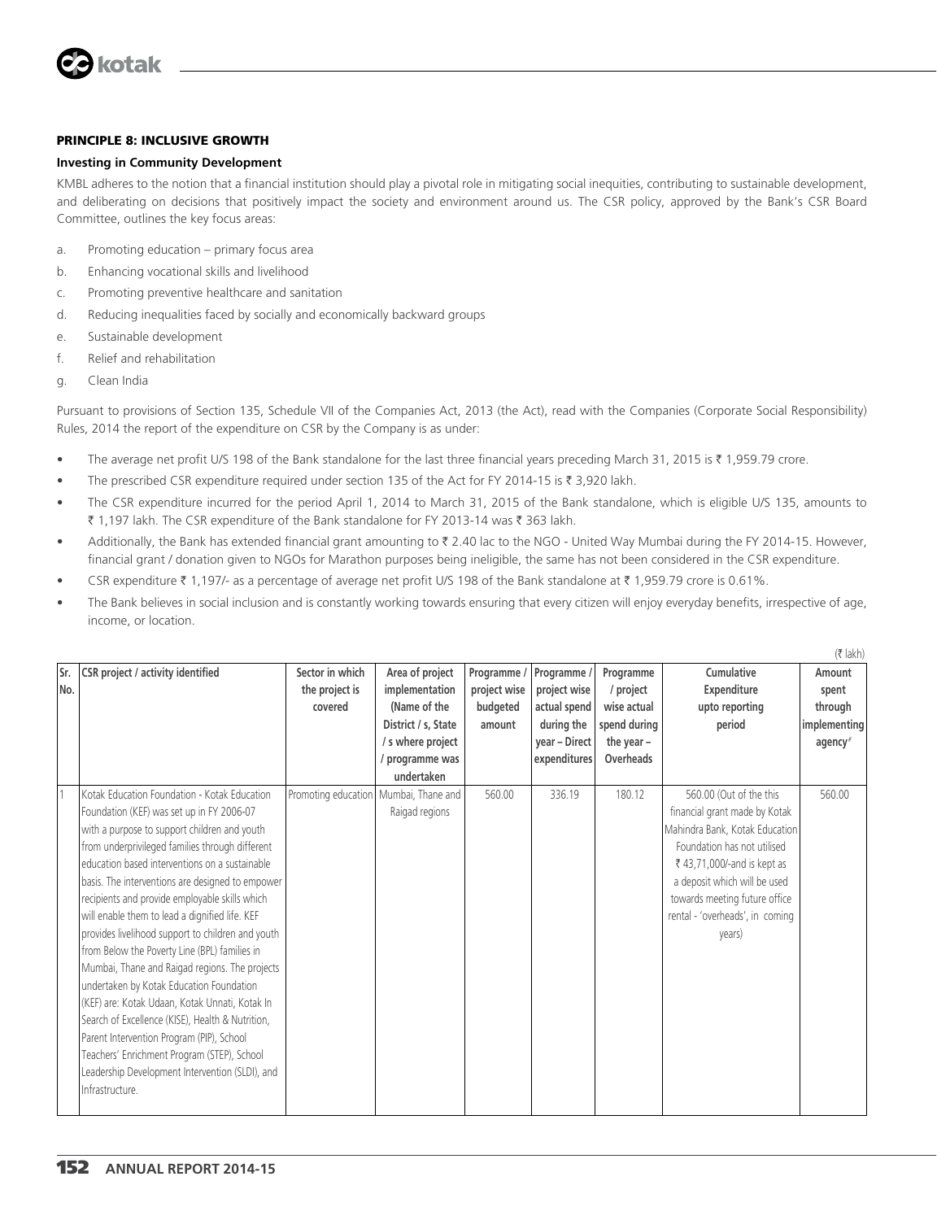## PRINCIPLE 8: INCLUSIVE GROWTH

### Investing in Community Development

KMBL adheres to the notion that a financial institution should play a pivotal role in mitigating social inequities, contributing to sustainable development, and deliberating on decisions that positively impact the society and environment around us. The CSR policy, approved by the Bank's CSR Board Committee, outlines the key focus areas:

a. Promoting education – primary focus area
b. Enhancing vocational skills and livelihood
c. Promoting preventive healthcare and sanitation
d. Reducing inequalities faced by socially and economically backward groups
e. Sustainable development
f. Relief and rehabilitation
g. Clean India

Pursuant to provisions of Section 135, Schedule VII of the Companies Act, 2013 (the Act), read with the Companies (Corporate Social Responsibility) Rules, 2014 the report of the expenditure on CSR by the Company is as under:

- The average net profit U/S 198 of the Bank standalone for the last three financial years preceding March 31, 2015 is ₹ 1,959.79 crore.
- The prescribed CSR expenditure required under section 135 of the Act for FY 2014-15 is ₹ 3,920 lakh.
- The CSR expenditure incurred for the period April 1, 2014 to March 31, 2015 of the Bank standalone, which is eligible U/S 135, amounts to ₹ 1,197 lakh. The CSR expenditure of the Bank standalone for FY 2013-14 was ₹ 363 lakh.
- Additionally, the Bank has extended financial grant amounting to ₹ 2.40 lac to the NGO - United Way Mumbai during the FY 2014-15. However, financial grant / donation given to NGOs for Marathon purposes being ineligible, the same has not been considered in the CSR expenditure.
- CSR expenditure ₹ 1,197/- as a percentage of average net profit U/S 198 of the Bank standalone at ₹ 1,959.79 crore is 0.61%.
- The Bank believes in social inclusion and is constantly working towards ensuring that every citizen will enjoy everyday benefits, irrespective of age, income, or location.

(₹ lakh)

| Sr. No. | CSR project / activity identified | Sector in which the project is covered | Area of project implementation (Name of the District / s, State / s where project / programme was undertaken | Programme / project wise budgeted amount | Programme / project wise actual spend during the year – Direct expenditures | Programme / project wise actual spend during the year – Overheads | Cumulative Expenditure upto reporting period | Amount spent through implementing agency# |
|---|---|---|---|---|---|---|---|---|
| 1 | Kotak Education Foundation - Kotak Education Foundation (KEF) was set up in FY 2006-07 with a purpose to support children and youth from underprivileged families through different education based interventions on a sustainable basis. The interventions are designed to empower recipients and provide employable skills which will enable them to lead a dignified life. KEF provides livelihood support to children and youth from Below the Poverty Line (BPL) families in Mumbai, Thane and Raigad regions. The projects undertaken by Kotak Education Foundation (KEF) are: Kotak Udaan, Kotak Unnati, Kotak In Search of Excellence (KISE), Health & Nutrition, Parent Intervention Program (PIP), School Teachers' Enrichment Program (STEP), School Leadership Development Intervention (SLDI), and Infrastructure. | Promoting education | Mumbai, Thane and Raigad regions | 560.00 | 336.19 | 180.12 | 560.00 (Out of the this financial grant made by Kotak Mahindra Bank, Kotak Education Foundation has not utilised ₹ 43,71,000/-and is kept as a deposit which will be used towards meeting future office rental - 'overheads', in coming years) | 560.00 |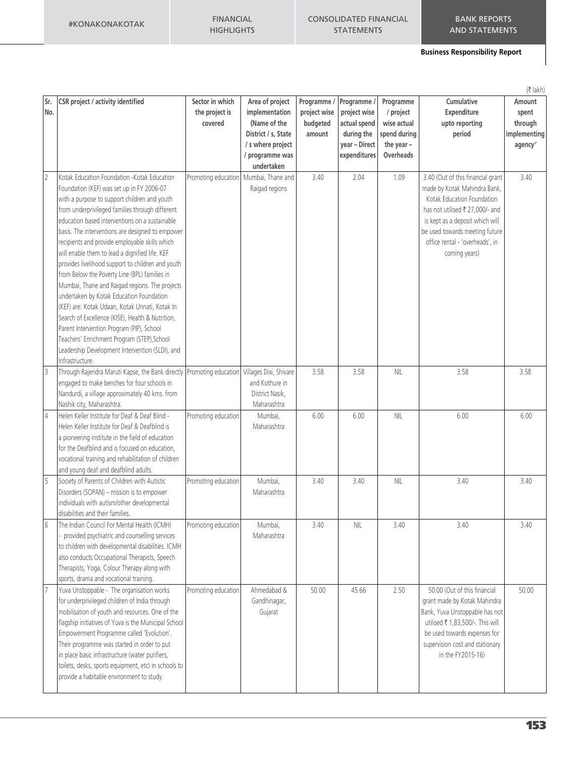(₹ lakh)

| Sr. No. | CSR project / activity identified | Sector in which the project is covered | Area of project implementation (Name of the District / s, State / s where project / programme was undertaken | Programme / project wise budgeted amount | Programme / project wise actual spend during the year – Direct expenditures | Programme / project wise actual spend during the year – Overheads | Cumulative Expenditure upto reporting period | Amount spent through implementing agency# |
|---|---|---|---|---|---|---|---|---|
| 2 | Kotak Education Foundation -Kotak Education Foundation (KEF) was set up in FY 2006-07 with a purpose to support children and youth from underprivileged families through different education based interventions on a sustainable basis. The interventions are designed to empower recipients and provide employable skills which will enable them to lead a dignified life. KEF provides livelihood support to children and youth from Below the Poverty Line (BPL) families in Mumbai, Thane and Raigad regions. The projects undertaken by Kotak Education Foundation (KEF) are: Kotak Udaan, Kotak Unnati, Kotak In Search of Excellence (KISE), Health & Nutrition, Parent Intervention Program (PIP), School Teachers' Enrichment Program (STEP),School Leadership Development Intervention (SLDI), and Infrastructure. | Promoting education | Mumbai, Thane and Raigad regions | 3.40 | 2.04 | 1.09 | 3.40 (Out of this financial grant made by Kotak Mahindra Bank, Kotak Education Foundation has not utilised ₹ 27,000/- and is kept as a deposit which will be used towards meeting future office rental - 'overheads', in coming years) | 3.40 |
| 3 | Through Rajendra Maruti Kapse, the Bank directly engaged to make benches for four schools in Nandurdi, a village approximately 40 kms. from Nashik city, Maharashtra. | Promoting education | Villages Dixi, Shivare and Kothure in District Nasik, Maharashtra | 3.58 | 3.58 | NIL | 3.58 | 3.58 |
| 4 | Helen Keller Institute for Deaf & Deaf Blind - Helen Keller Institute for Deaf & Deafblind is a pioneering institute in the field of education for the Deafblind and is focused on education, vocational training and rehabilitation of children and young deaf and deafblind adults. | Promoting education | Mumbai, Maharashtra | 6.00 | 6.00 | NIL | 6.00 | 6.00 |
| 5 | Society of Parents of Children with Autistic Disorders (SOPAN) – mission is to empower individuals with autism/other developmental disabilities and their families. | Promoting education | Mumbai, Maharashtra | 3.40 | 3.40 | NIL | 3.40 | 3.40 |
| 6 | The Indian Council For Mental Health (ICMH) - provided psychiatric and counselling services to children with developmental disabilities. ICMH also conducts Occupational Therapists, Speech Therapists, Yoga, Colour Therapy along with sports, drama and vocational training. | Promoting education | Mumbai, Maharashtra | 3.40 | NIL | 3.40 | 3.40 | 3.40 |
| 7 | Yuva Unstoppable - The organisation works for underprivileged children of India through mobilisation of youth and resources. One of the flagship initiatives of Yuva is the Municipal School Empowerment Programme called 'Evolution'. Their programme was started in order to put in place basic infrastructure (water purifiers, toilets, desks, sports equipment, etc) in schools to provide a habitable environment to study. | Promoting education | Ahmedabad & Gandhinagar, Gujarat | 50.00 | 45.66 | 2.50 | 50.00 (Out of this financial grant made by Kotak Mahindra Bank, Yuva Unstoppable has not utilised ₹ 1,83,500/-. This will be used towards expenses for supervision cost and stationary in the FY2015-16) | 50.00 |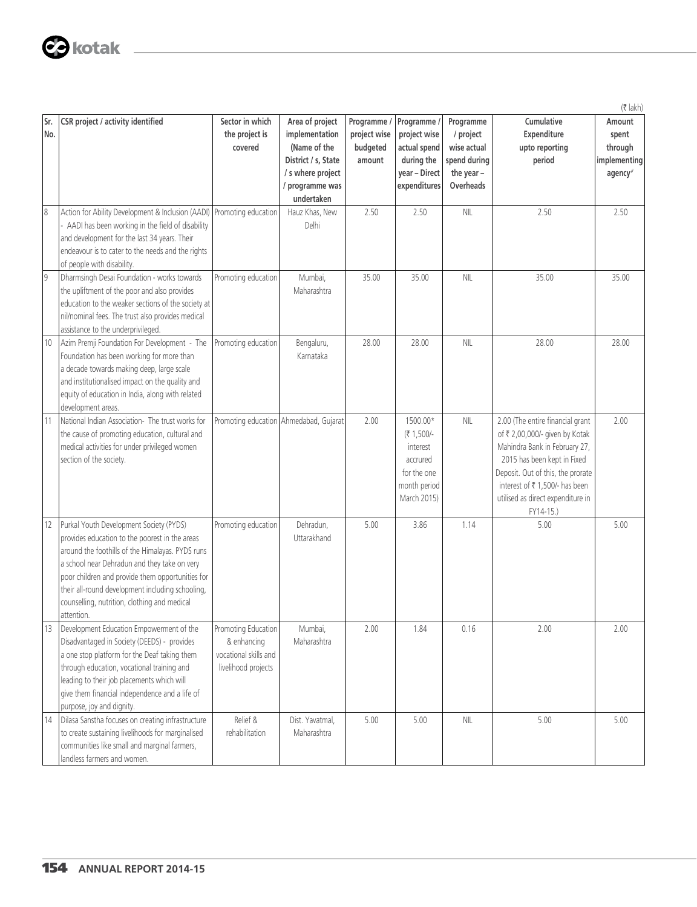(₹ lakh)

| Sr. No. | CSR project / activity identified | Sector in which the project is covered | Area of project implementation (Name of the District / s, State / s where project / programme was undertaken | Programme / project wise budgeted amount | Programme / project wise actual spend during the year – Direct expenditures | Programme / project wise actual spend during the year – Overheads | Cumulative Expenditure upto reporting period | Amount spent through implementing agency[#] |
|---|---|---|---|---|---|---|---|---|
| 8 | Action for Ability Development & Inclusion (AADI) - AADI has been working in the field of disability and development for the last 34 years. Their endeavour is to cater to the needs and the rights of people with disability. | Promoting education | Hauz Khas, New Delhi | 2.50 | 2.50 | NIL | 2.50 | 2.50 |
| 9 | Dharmsingh Desai Foundation - works towards the upliftment of the poor and also provides education to the weaker sections of the society at nil/nominal fees. The trust also provides medical assistance to the underprivileged. | Promoting education | Mumbai, Maharashtra | 35.00 | 35.00 | NIL | 35.00 | 35.00 |
| 10 | Azim Premji Foundation For Development - The Foundation has been working for more than a decade towards making deep, large scale and institutionalised impact on the quality and equity of education in India, along with related development areas. | Promoting education | Bengaluru, Karnataka | 28.00 | 28.00 | NIL | 28.00 | 28.00 |
| 11 | National Indian Association- The trust works for the cause of promoting education, cultural and medical activities for under privileged women section of the society. | Promoting education | Ahmedabad, Gujarat | 2.00 | 1500.00* (₹ 1,500/- interest accrured for the one month period March 2015) | NIL | 2.00 (The entire financial grant of ₹ 2,00,000/- given by Kotak Mahindra Bank in February 27, 2015 has been kept in Fixed Deposit. Out of this, the prorate interest of ₹ 1,500/- has been utilised as direct expenditure in FY14-15.) | 2.00 |
| 12 | Purkal Youth Development Society (PYDS) provides education to the poorest in the areas around the foothills of the Himalayas. PYDS runs a school near Dehradun and they take on very poor children and provide them opportunities for their all-round development including schooling, counselling, nutrition, clothing and medical attention. | Promoting education | Dehradun, Uttarakhand | 5.00 | 3.86 | 1.14 | 5.00 | 5.00 |
| 13 | Development Education Empowerment of the Disadvantaged in Society (DEEDS) - provides a one stop platform for the Deaf taking them through education, vocational training and leading to their job placements which will give them financial independence and a life of purpose, joy and dignity. | Promoting Education & enhancing vocational skills and livelihood projects | Mumbai, Maharashtra | 2.00 | 1.84 | 0.16 | 2.00 | 2.00 |
| 14 | Dilasa Sanstha focuses on creating infrastructure to create sustaining livelihoods for marginalised communities like small and marginal farmers, landless farmers and women. | Relief & rehabilitation | Dist. Yavatmal, Maharashtra | 5.00 | 5.00 | NIL | 5.00 | 5.00 |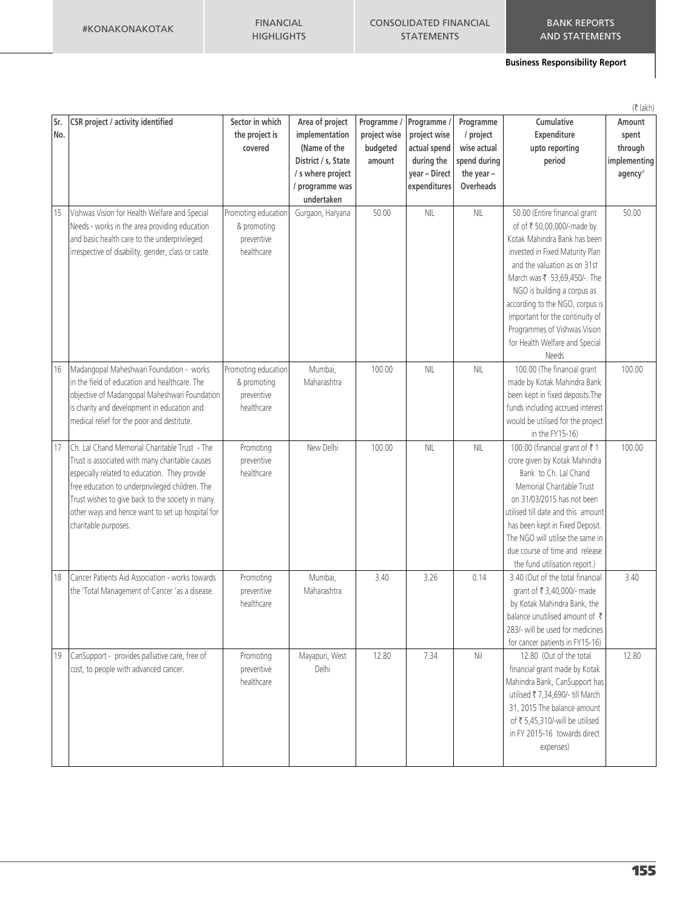(₹ lakh)

| Sr. No. | CSR project / activity identified | Sector in which the project is covered | Area of project implementation (Name of the District / s, State / s where project / programme was undertaken | Programme / project wise budgeted amount | Programme / project wise actual spend during the year – Direct expenditures | Programme / project wise actual spend during the year – Overheads | Cumulative Expenditure upto reporting period | Amount spent through implementing agency[#] |
|---|---|---|---|---|---|---|---|---|
| 15 | Vishwas Vision for Health Welfare and Special Needs - works in the area providing education and basic health care to the underprivileged irrespective of disability, gender, class or caste. | Promoting education & promoting preventive healthcare | Gurgaon, Haryana | 50.00 | NIL | NIL | 50.00 (Entire financial grant of of ₹ 50,00,000/-made by Kotak Mahindra Bank has been invested in Fixed Maturity Plan and the valuation as on 31st March was ₹ 53,69,450/-. The NGO is building a corpus as according to the NGO, corpus is important for the continuity of Programmes of Vishwas Vision for Health Welfare and Special Needs | 50.00 |
| 16 | Madangopal Maheshwari Foundation - works in the field of education and healthcare. The objective of Madangopal Maheshwari Foundation is charity and development in education and medical relief for the poor and destitute. | Promoting education & promoting preventive healthcare | Mumbai, Maharashtra | 100.00 | NIL | NIL | 100.00 (The financial grant made by Kotak Mahindra Bank been kept in fixed deposits.The funds including accrued interest would be utilised for the project in the FY15-16) | 100.00 |
| 17 | Ch. Lal Chand Memorial Charitable Trust - The Trust is associated with many charitable causes especially related to education. They provide free education to underprivileged children. The Trust wishes to give back to the society in many other ways and hence want to set up hospital for charitable purposes. | Promoting preventive healthcare | New Delhi | 100.00 | NIL | NIL | 100.00 (financial grant of ₹ 1 crore given by Kotak Mahindra Bank to Ch. Lal Chand Memorial Charitable Trust on 31/03/2015 has not been utilised till date and this amount has been kept in Fixed Deposit. The NGO will utilise the same in due course of time and release the fund utilisation report.) | 100.00 |
| 18 | Cancer Patients Aid Association - works towards the 'Total Management of Cancer 'as a disease. | Promoting preventive healthcare | Mumbai, Maharashtra | 3.40 | 3.26 | 0.14 | 3.40 (Out of the total financial grant of ₹ 3,40,000/- made by Kotak Mahindra Bank, the balance unutilised amount of ₹ 283/- will be used for medicines for cancer patients in FY15-16) | 3.40 |
| 19 | CanSupport - provides palliative care, free of cost, to people with advanced cancer. | Promoting preventive healthcare | Mayapuri, West Delhi | 12.80 | 7.34 | Nil | 12.80 (Out of the total financial grant made by Kotak Mahindra Bank, CanSupport has utilised ₹ 7,34,690/- till March 31, 2015 The balance amount of ₹ 5,45,310/-will be utilised in FY 2015-16 towards direct expenses) | 12.80 |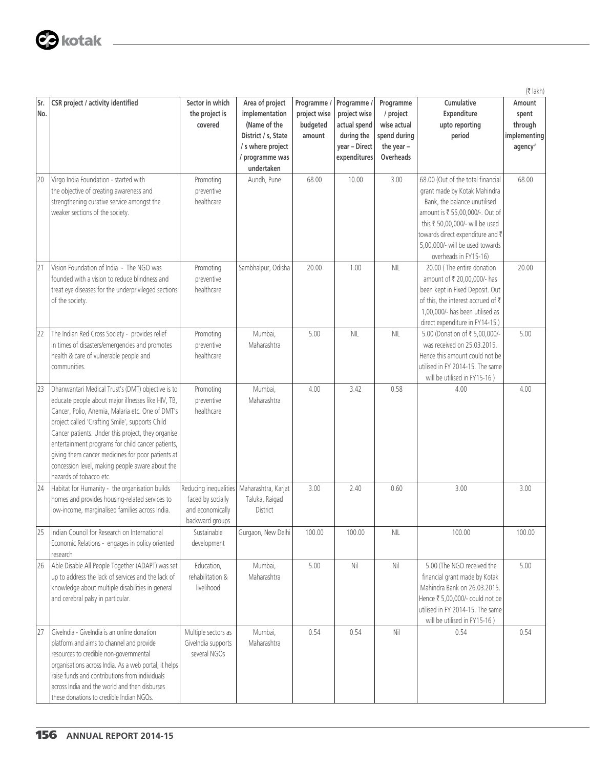(₹ lakh)

| Sr. No. | CSR project / activity identified | Sector in which the project is covered | Area of project implementation (Name of the District / s, State / s where project / programme was undertaken | Programme / project wise budgeted amount | Programme / project wise actual spend during the year – Direct expenditures | Programme / project wise actual spend during the year – Overheads | Cumulative Expenditure upto reporting period | Amount spent through implementing agency# |
|---|---|---|---|---|---|---|---|---|
| 20 | Virgo India Foundation - started with the objective of creating awareness and strengthening curative service amongst the weaker sections of the society. | Promoting preventive healthcare | Aundh, Pune | 68.00 | 10.00 | 3.00 | 68.00 (Out of the total financial grant made by Kotak Mahindra Bank, the balance unutilised amount is ₹ 55,00,000/-. Out of this ₹ 50,00,000/- will be used towards direct expenditure and ₹ 5,00,000/- will be used towards overheads in FY15-16) | 68.00 |
| 21 | Vision Foundation of India - The NGO was founded with a vision to reduce blindness and treat eye diseases for the underprivileged sections of the society. | Promoting preventive healthcare | Sambhalpur, Odisha | 20.00 | 1.00 | NIL | 20.00 ( The entire donation amount of ₹ 20,00,000/- has been kept in Fixed Deposit. Out of this, the interest accrued of ₹ 1,00,000/- has been utilised as direct expenditure in FY14-15.) | 20.00 |
| 22 | The Indian Red Cross Society - provides relief in times of disasters/emergencies and promotes health & care of vulnerable people and communities. | Promoting preventive healthcare | Mumbai, Maharashtra | 5.00 | NIL | NIL | 5.00 (Donation of ₹ 5,00,000/- was received on 25.03.2015. Hence this amount could not be utilised in FY 2014-15. The same will be utilised in FY15-16 ) | 5.00 |
| 23 | Dhanwantari Medical Trust's (DMT) objective is to educate people about major illnesses like HIV, TB, Cancer, Polio, Anemia, Malaria etc. One of DMT's project called 'Crafting Smile', supports Child Cancer patients. Under this project, they organise entertainment programs for child cancer patients, giving them cancer medicines for poor patients at concession level, making people aware about the hazards of tobacco etc. | Promoting preventive healthcare | Mumbai, Maharashtra | 4.00 | 3.42 | 0.58 | 4.00 | 4.00 |
| 24 | Habitat for Humanity - the organisation builds homes and provides housing-related services to low-income, marginalised families across India. | Reducing inequalities faced by socially and economically backward groups | Maharashtra, Karjat Taluka, Raigad District | 3.00 | 2.40 | 0.60 | 3.00 | 3.00 |
| 25 | Indian Council for Research on International Economic Relations - engages in policy oriented research | Sustainable development | Gurgaon, New Delhi | 100.00 | 100.00 | NIL | 100.00 | 100.00 |
| 26 | Able Disable All People Together (ADAPT) was set up to address the lack of services and the lack of knowledge about multiple disabilities in general and cerebral palsy in particular. | Education, rehabilitation & livelihood | Mumbai, Maharashtra | 5.00 | Nil | Nil | 5.00 (The NGO received the financial grant made by Kotak Mahindra Bank on 26.03.2015. Hence ₹ 5,00,000/- could not be utilised in FY 2014-15. The same will be utilised in FY15-16 ) | 5.00 |
| 27 | GiveIndia - GiveIndia is an online donation platform and aims to channel and provide resources to credible non-governmental organisations across India. As a web portal, it helps raise funds and contributions from individuals across India and the world and then disburses these donations to credible Indian NGOs. | Multiple sectors as GiveIndia supports several NGOs | Mumbai, Maharashtra | 0.54 | 0.54 | Nil | 0.54 | 0.54 |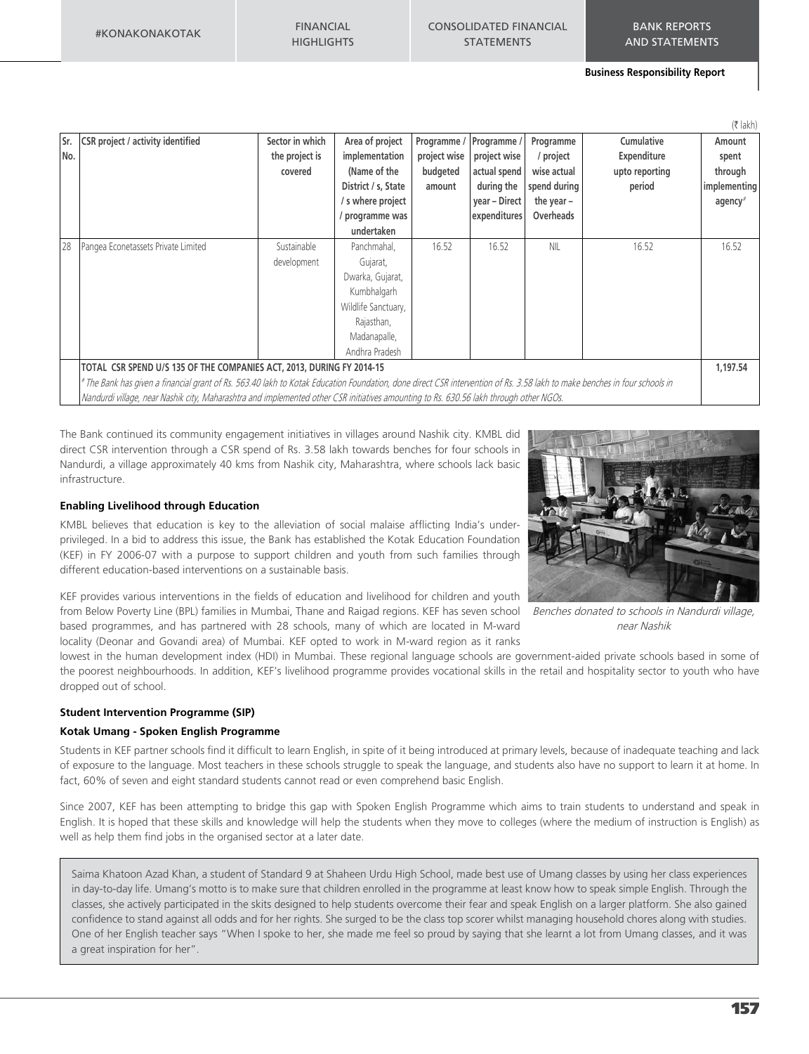(₹ lakh)

| Sr. No. | CSR project / activity identified | Sector in which the project is covered | Area of project implementation (Name of the District / s, State / s where project / programme was undertaken | Programme / project wise budgeted amount | Programme / project wise actual spend during the year – Direct expenditures | Programme / project wise actual spend during the year – Overheads | Cumulative Expenditure upto reporting period | Amount spent through implementing agency[#] |
|---|---|---|---|---|---|---|---|---|
| 28 | Pangea Econetassets Private Limited | Sustainable development | Panchmahal, Gujarat, Dwarka, Gujarat, Kumbhalgarh Wildlife Sanctuary, Rajasthan, Madanapalle, Andhra Pradesh | 16.52 | 16.52 | NIL | 16.52 | 16.52 |
| | TOTAL CSR SPEND U/S 135 OF THE COMPANIES ACT, 2013, DURING FY 2014-15 | | | | | | | 1,197.54 |

*[#] The Bank has given a financial grant of Rs. 563.40 lakh to Kotak Education Foundation, done direct CSR intervention of Rs. 3.58 lakh to make benches in four schools in Nandurdi village, near Nashik city, Maharashtra and implemented other CSR initiatives amounting to Rs. 630.56 lakh through other NGOs.*

The Bank continued its community engagement initiatives in villages around Nashik city. KMBL did direct CSR intervention through a CSR spend of Rs. 3.58 lakh towards benches for four schools in Nandurdi, a village approximately 40 kms from Nashik city, Maharashtra, where schools lack basic infrastructure.

*Benches donated to schools in Nandurdi village, near Nashik*

#### Enabling Livelihood through Education

KMBL believes that education is key to the alleviation of social malaise afflicting India's under-privileged. In a bid to address this issue, the Bank has established the Kotak Education Foundation (KEF) in FY 2006-07 with a purpose to support children and youth from such families through different education-based interventions on a sustainable basis.

KEF provides various interventions in the fields of education and livelihood for children and youth from Below Poverty Line (BPL) families in Mumbai, Thane and Raigad regions. KEF has seven school based programmes, and has partnered with 28 schools, many of which are located in M-ward locality (Deonar and Govandi area) of Mumbai. KEF opted to work in M-ward region as it ranks lowest in the human development index (HDI) in Mumbai. These regional language schools are government-aided private schools based in some of the poorest neighbourhoods. In addition, KEF's livelihood programme provides vocational skills in the retail and hospitality sector to youth who have dropped out of school.

#### Student Intervention Programme (SIP)

#### Kotak Umang - Spoken English Programme

Students in KEF partner schools find it difficult to learn English, in spite of it being introduced at primary levels, because of inadequate teaching and lack of exposure to the language. Most teachers in these schools struggle to speak the language, and students also have no support to learn it at home. In fact, 60% of seven and eight standard students cannot read or even comprehend basic English.

Since 2007, KEF has been attempting to bridge this gap with Spoken English Programme which aims to train students to understand and speak in English. It is hoped that these skills and knowledge will help the students when they move to colleges (where the medium of instruction is English) as well as help them find jobs in the organised sector at a later date.

> Saima Khatoon Azad Khan, a student of Standard 9 at Shaheen Urdu High School, made best use of Umang classes by using her class experiences in day-to-day life. Umang's motto is to make sure that children enrolled in the programme at least know how to speak simple English. Through the classes, she actively participated in the skits designed to help students overcome their fear and speak English on a larger platform. She also gained confidence to stand against all odds and for her rights. She surged to be the class top scorer whilst managing household chores along with studies. One of her English teacher says "When I spoke to her, she made me feel so proud by saying that she learnt a lot from Umang classes, and it was a great inspiration for her".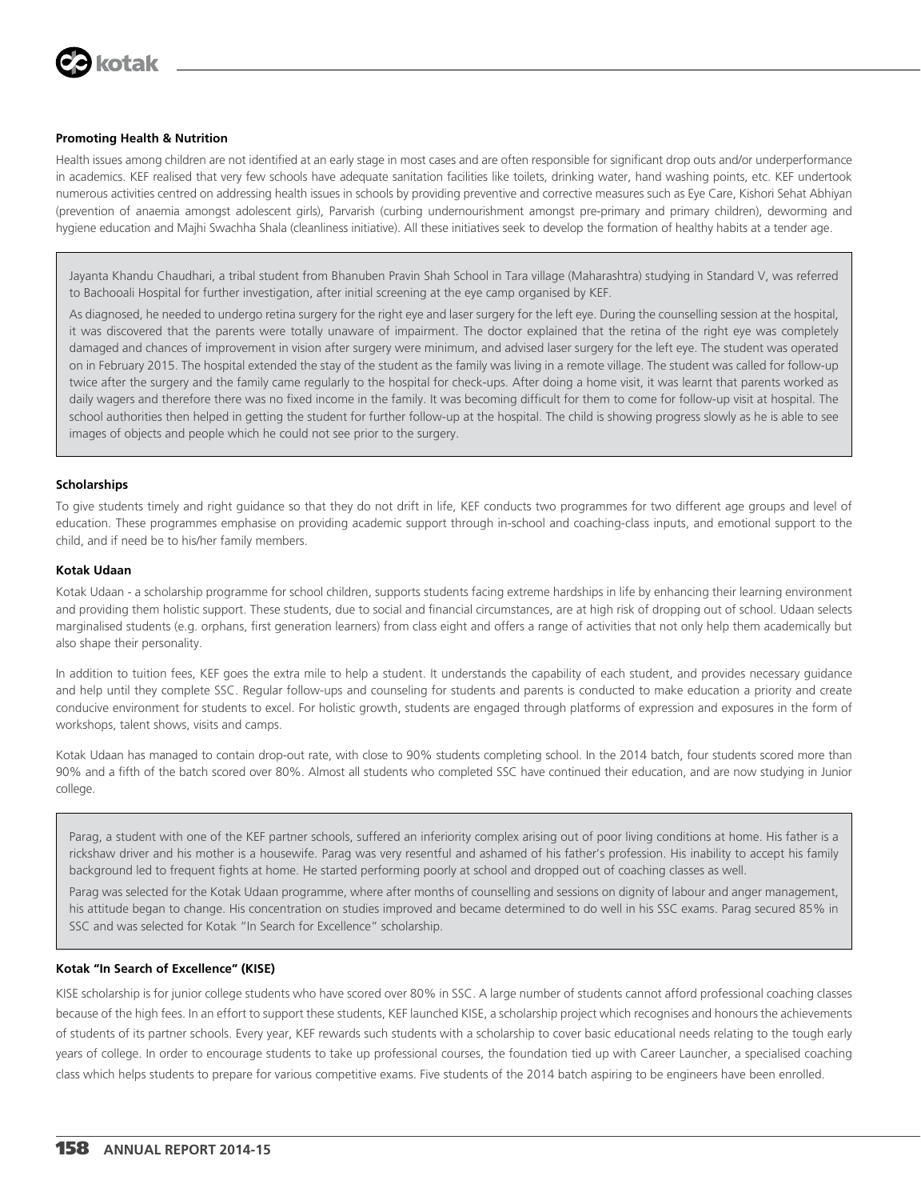#### Promoting Health & Nutrition

Health issues among children are not identified at an early stage in most cases and are often responsible for significant drop outs and/or underperformance in academics. KEF realised that very few schools have adequate sanitation facilities like toilets, drinking water, hand washing points, etc. KEF undertook numerous activities centred on addressing health issues in schools by providing preventive and corrective measures such as Eye Care, Kishori Sehat Abhiyan (prevention of anaemia amongst adolescent girls), Parvarish (curbing undernourishment amongst pre-primary and primary children), deworming and hygiene education and Majhi Swachha Shala (cleanliness initiative). All these initiatives seek to develop the formation of healthy habits at a tender age.

> Jayanta Khandu Chaudhari, a tribal student from Bhanuben Pravin Shah School in Tara village (Maharashtra) studying in Standard V, was referred to Bachooali Hospital for further investigation, after initial screening at the eye camp organised by KEF.
>
> As diagnosed, he needed to undergo retina surgery for the right eye and laser surgery for the left eye. During the counselling session at the hospital, it was discovered that the parents were totally unaware of impairment. The doctor explained that the retina of the right eye was completely damaged and chances of improvement in vision after surgery were minimum, and advised laser surgery for the left eye. The student was operated on in February 2015. The hospital extended the stay of the student as the family was living in a remote village. The student was called for follow-up twice after the surgery and the family came regularly to the hospital for check-ups. After doing a home visit, it was learnt that parents worked as daily wagers and therefore there was no fixed income in the family. It was becoming difficult for them to come for follow-up visit at hospital. The school authorities then helped in getting the student for further follow-up at the hospital. The child is showing progress slowly as he is able to see images of objects and people which he could not see prior to the surgery.

#### Scholarships

To give students timely and right guidance so that they do not drift in life, KEF conducts two programmes for two different age groups and level of education. These programmes emphasise on providing academic support through in-school and coaching-class inputs, and emotional support to the child, and if need be to his/her family members.

#### Kotak Udaan

Kotak Udaan - a scholarship programme for school children, supports students facing extreme hardships in life by enhancing their learning environment and providing them holistic support. These students, due to social and financial circumstances, are at high risk of dropping out of school. Udaan selects marginalised students (e.g. orphans, first generation learners) from class eight and offers a range of activities that not only help them academically but also shape their personality.

In addition to tuition fees, KEF goes the extra mile to help a student. It understands the capability of each student, and provides necessary guidance and help until they complete SSC. Regular follow-ups and counseling for students and parents is conducted to make education a priority and create conducive environment for students to excel. For holistic growth, students are engaged through platforms of expression and exposures in the form of workshops, talent shows, visits and camps.

Kotak Udaan has managed to contain drop-out rate, with close to 90% students completing school. In the 2014 batch, four students scored more than 90% and a fifth of the batch scored over 80%. Almost all students who completed SSC have continued their education, and are now studying in Junior college.

> Parag, a student with one of the KEF partner schools, suffered an inferiority complex arising out of poor living conditions at home. His father is a rickshaw driver and his mother is a housewife. Parag was very resentful and ashamed of his father's profession. His inability to accept his family background led to frequent fights at home. He started performing poorly at school and dropped out of coaching classes as well.
>
> Parag was selected for the Kotak Udaan programme, where after months of counselling and sessions on dignity of labour and anger management, his attitude began to change. His concentration on studies improved and became determined to do well in his SSC exams. Parag secured 85% in SSC and was selected for Kotak "In Search for Excellence" scholarship.

#### Kotak "In Search of Excellence" (KISE)

KISE scholarship is for junior college students who have scored over 80% in SSC. A large number of students cannot afford professional coaching classes because of the high fees. In an effort to support these students, KEF launched KISE, a scholarship project which recognises and honours the achievements of students of its partner schools. Every year, KEF rewards such students with a scholarship to cover basic educational needs relating to the tough early years of college. In order to encourage students to take up professional courses, the foundation tied up with Career Launcher, a specialised coaching class which helps students to prepare for various competitive exams. Five students of the 2014 batch aspiring to be engineers have been enrolled.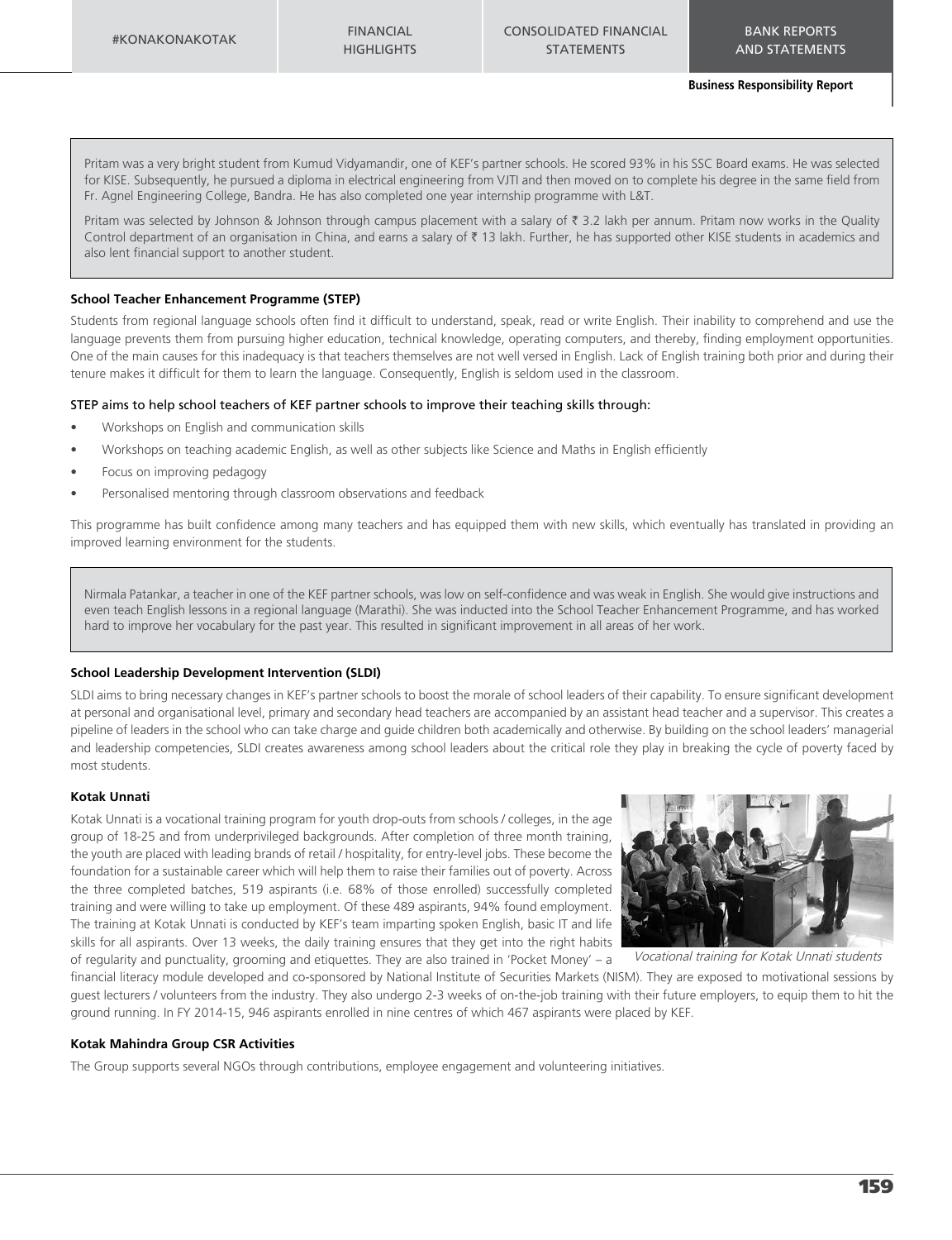Pritam was a very bright student from Kumud Vidyamandir, one of KEF's partner schools. He scored 93% in his SSC Board exams. He was selected for KISE. Subsequently, he pursued a diploma in electrical engineering from VJTI and then moved on to complete his degree in the same field from Fr. Agnel Engineering College, Bandra. He has also completed one year internship programme with L&T.

Pritam was selected by Johnson & Johnson through campus placement with a salary of ₹ 3.2 lakh per annum. Pritam now works in the Quality Control department of an organisation in China, and earns a salary of ₹ 13 lakh. Further, he has supported other KISE students in academics and also lent financial support to another student.

**School Teacher Enhancement Programme (STEP)**

Students from regional language schools often find it difficult to understand, speak, read or write English. Their inability to comprehend and use the language prevents them from pursuing higher education, technical knowledge, operating computers, and thereby, finding employment opportunities. One of the main causes for this inadequacy is that teachers themselves are not well versed in English. Lack of English training both prior and during their tenure makes it difficult for them to learn the language. Consequently, English is seldom used in the classroom.

STEP aims to help school teachers of KEF partner schools to improve their teaching skills through:

- Workshops on English and communication skills
- Workshops on teaching academic English, as well as other subjects like Science and Maths in English efficiently
- Focus on improving pedagogy
- Personalised mentoring through classroom observations and feedback

This programme has built confidence among many teachers and has equipped them with new skills, which eventually has translated in providing an improved learning environment for the students.

Nirmala Patankar, a teacher in one of the KEF partner schools, was low on self-confidence and was weak in English. She would give instructions and even teach English lessons in a regional language (Marathi). She was inducted into the School Teacher Enhancement Programme, and has worked hard to improve her vocabulary for the past year. This resulted in significant improvement in all areas of her work.

**School Leadership Development Intervention (SLDI)**

SLDI aims to bring necessary changes in KEF's partner schools to boost the morale of school leaders of their capability. To ensure significant development at personal and organisational level, primary and secondary head teachers are accompanied by an assistant head teacher and a supervisor. This creates a pipeline of leaders in the school who can take charge and guide children both academically and otherwise. By building on the school leaders' managerial and leadership competencies, SLDI creates awareness among school leaders about the critical role they play in breaking the cycle of poverty faced by most students.

**Kotak Unnati**

Kotak Unnati is a vocational training program for youth drop-outs from schools / colleges, in the age group of 18-25 and from underprivileged backgrounds. After completion of three month training, the youth are placed with leading brands of retail / hospitality, for entry-level jobs. These become the foundation for a sustainable career which will help them to raise their families out of poverty. Across the three completed batches, 519 aspirants (i.e. 68% of those enrolled) successfully completed training and were willing to take up employment. Of these 489 aspirants, 94% found employment. The training at Kotak Unnati is conducted by KEF's team imparting spoken English, basic IT and life skills for all aspirants. Over 13 weeks, the daily training ensures that they get into the right habits of regularity and punctuality, grooming and etiquettes. They are also trained in 'Pocket Money' – a financial literacy module developed and co-sponsored by National Institute of Securities Markets (NISM). They are exposed to motivational sessions by guest lecturers / volunteers from the industry. They also undergo 2-3 weeks of on-the-job training with their future employers, to equip them to hit the ground running. In FY 2014-15, 946 aspirants enrolled in nine centres of which 467 aspirants were placed by KEF.

*Vocational training for Kotak Unnati students*

**Kotak Mahindra Group CSR Activities**

The Group supports several NGOs through contributions, employee engagement and volunteering initiatives.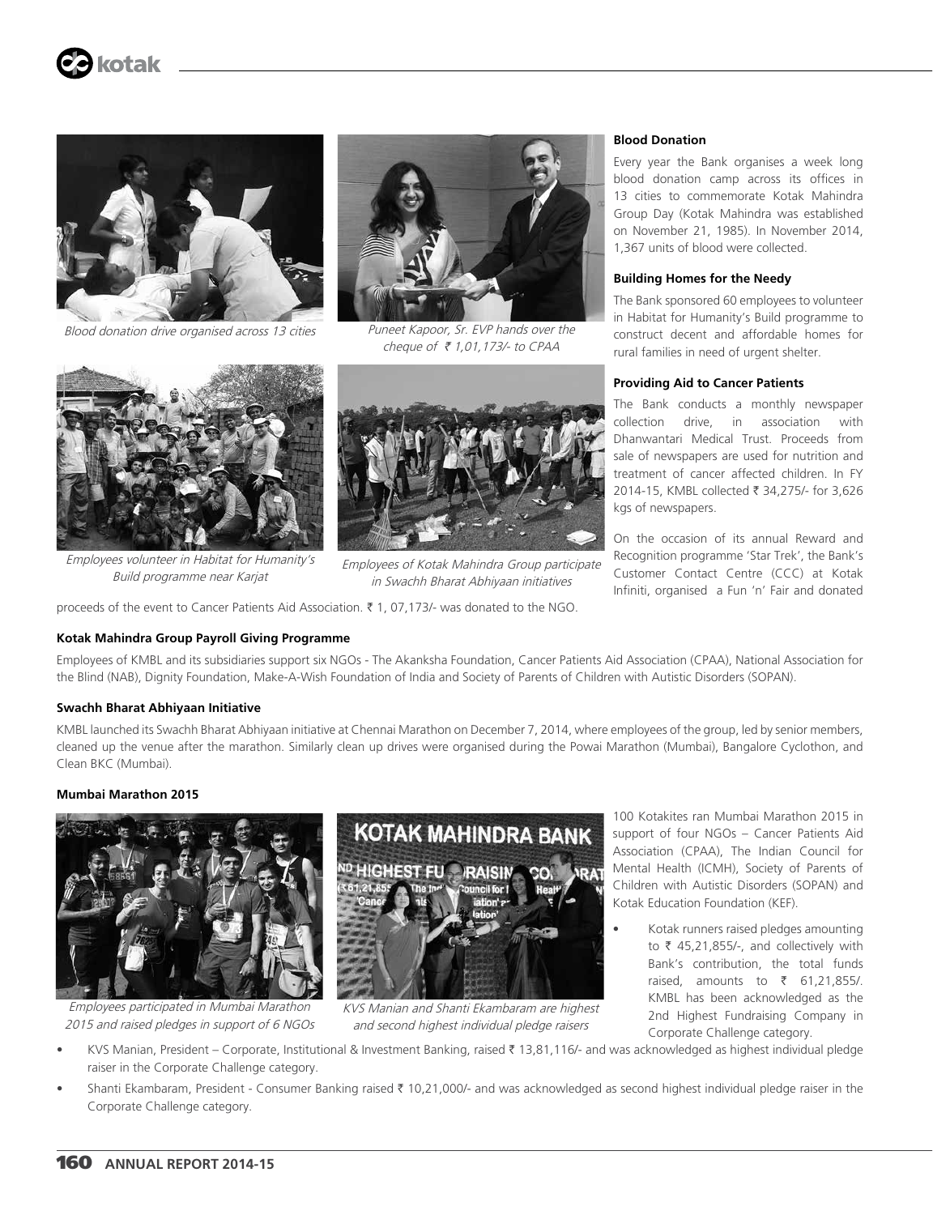Blood donation drive organised across 13 cities

Puneet Kapoor, Sr. EVP hands over the cheque of ₹ 1,01,173/- to CPAA

Employees volunteer in Habitat for Humanity's Build programme near Karjat

Employees of Kotak Mahindra Group participate in Swachh Bharat Abhiyaan initiatives

**Blood Donation**

Every year the Bank organises a week long blood donation camp across its offices in 13 cities to commemorate Kotak Mahindra Group Day (Kotak Mahindra was established on November 21, 1985). In November 2014, 1,367 units of blood were collected.

**Building Homes for the Needy**

The Bank sponsored 60 employees to volunteer in Habitat for Humanity's Build programme to construct decent and affordable homes for rural families in need of urgent shelter.

**Providing Aid to Cancer Patients**

The Bank conducts a monthly newspaper collection drive, in association with Dhanwantari Medical Trust. Proceeds from sale of newspapers are used for nutrition and treatment of cancer affected children. In FY 2014-15, KMBL collected ₹ 34,275/- for 3,626 kgs of newspapers.

On the occasion of its annual Reward and Recognition programme 'Star Trek', the Bank's Customer Contact Centre (CCC) at Kotak Infiniti, organised a Fun 'n' Fair and donated proceeds of the event to Cancer Patients Aid Association. ₹ 1, 07,173/- was donated to the NGO.

**Kotak Mahindra Group Payroll Giving Programme**

Employees of KMBL and its subsidiaries support six NGOs - The Akanksha Foundation, Cancer Patients Aid Association (CPAA), National Association for the Blind (NAB), Dignity Foundation, Make-A-Wish Foundation of India and Society of Parents of Children with Autistic Disorders (SOPAN).

**Swachh Bharat Abhiyaan Initiative**

KMBL launched its Swachh Bharat Abhiyaan initiative at Chennai Marathon on December 7, 2014, where employees of the group, led by senior members, cleaned up the venue after the marathon. Similarly clean up drives were organised during the Powai Marathon (Mumbai), Bangalore Cyclothon, and Clean BKC (Mumbai).

**Mumbai Marathon 2015**

Employees participated in Mumbai Marathon 2015 and raised pledges in support of 6 NGOs

KVS Manian and Shanti Ekambaram are highest and second highest individual pledge raisers

100 Kotakites ran Mumbai Marathon 2015 in support of four NGOs – Cancer Patients Aid Association (CPAA), The Indian Council for Mental Health (ICMH), Society of Parents of Children with Autistic Disorders (SOPAN) and Kotak Education Foundation (KEF).

- Kotak runners raised pledges amounting to ₹ 45,21,855/-, and collectively with Bank's contribution, the total funds raised, amounts to ₹ 61,21,855/. KMBL has been acknowledged as the 2nd Highest Fundraising Company in Corporate Challenge category.
- KVS Manian, President – Corporate, Institutional & Investment Banking, raised ₹ 13,81,116/- and was acknowledged as highest individual pledge raiser in the Corporate Challenge category.
- Shanti Ekambaram, President - Consumer Banking raised ₹ 10,21,000/- and was acknowledged as second highest individual pledge raiser in the Corporate Challenge category.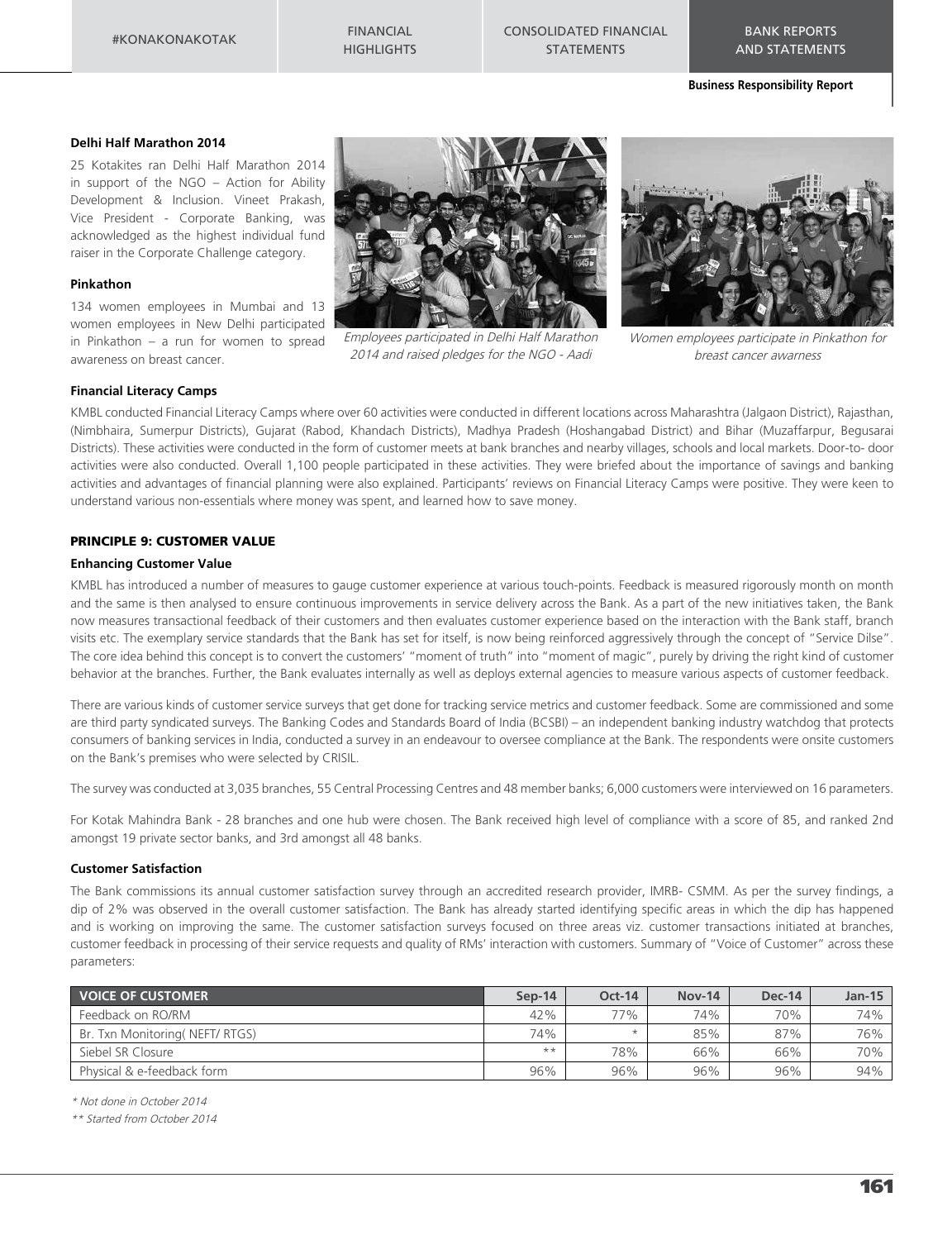### Delhi Half Marathon 2014

25 Kotakites ran Delhi Half Marathon 2014 in support of the NGO – Action for Ability Development & Inclusion. Vineet Prakash, Vice President - Corporate Banking, was acknowledged as the highest individual fund raiser in the Corporate Challenge category.

### Pinkathon

134 women employees in Mumbai and 13 women employees in New Delhi participated in Pinkathon – a run for women to spread awareness on breast cancer.

*Employees participated in Delhi Half Marathon 2014 and raised pledges for the NGO - Aadi*

*Women employees participate in Pinkathon for breast cancer awarness*

### Financial Literacy Camps

KMBL conducted Financial Literacy Camps where over 60 activities were conducted in different locations across Maharashtra (Jalgaon District), Rajasthan, (Nimbhaira, Sumerpur Districts), Gujarat (Rabod, Khandach Districts), Madhya Pradesh (Hoshangabad District) and Bihar (Muzaffarpur, Begusarai Districts). These activities were conducted in the form of customer meets at bank branches and nearby villages, schools and local markets. Door-to- door activities were also conducted. Overall 1,100 people participated in these activities. They were briefed about the importance of savings and banking activities and advantages of financial planning were also explained. Participants' reviews on Financial Literacy Camps were positive. They were keen to understand various non-essentials where money was spent, and learned how to save money.

## PRINCIPLE 9: CUSTOMER VALUE

### Enhancing Customer Value

KMBL has introduced a number of measures to gauge customer experience at various touch-points. Feedback is measured rigorously month on month and the same is then analysed to ensure continuous improvements in service delivery across the Bank. As a part of the new initiatives taken, the Bank now measures transactional feedback of their customers and then evaluates customer experience based on the interaction with the Bank staff, branch visits etc. The exemplary service standards that the Bank has set for itself, is now being reinforced aggressively through the concept of "Service Dilse". The core idea behind this concept is to convert the customers' "moment of truth" into "moment of magic", purely by driving the right kind of customer behavior at the branches. Further, the Bank evaluates internally as well as deploys external agencies to measure various aspects of customer feedback.

There are various kinds of customer service surveys that get done for tracking service metrics and customer feedback. Some are commissioned and some are third party syndicated surveys. The Banking Codes and Standards Board of India (BCSBI) – an independent banking industry watchdog that protects consumers of banking services in India, conducted a survey in an endeavour to oversee compliance at the Bank. The respondents were onsite customers on the Bank's premises who were selected by CRISIL.

The survey was conducted at 3,035 branches, 55 Central Processing Centres and 48 member banks; 6,000 customers were interviewed on 16 parameters.

For Kotak Mahindra Bank - 28 branches and one hub were chosen. The Bank received high level of compliance with a score of 85, and ranked 2nd amongst 19 private sector banks, and 3rd amongst all 48 banks.

### Customer Satisfaction

The Bank commissions its annual customer satisfaction survey through an accredited research provider, IMRB- CSMM. As per the survey findings, a dip of 2% was observed in the overall customer satisfaction. The Bank has already started identifying specific areas in which the dip has happened and is working on improving the same. The customer satisfaction surveys focused on three areas viz. customer transactions initiated at branches, customer feedback in processing of their service requests and quality of RMs' interaction with customers. Summary of "Voice of Customer" across these parameters:

| VOICE OF CUSTOMER | Sep-14 | Oct-14 | Nov-14 | Dec-14 | Jan-15 |
|---|---|---|---|---|---|
| Feedback on RO/RM | 42% | 77% | 74% | 70% | 74% |
| Br. Txn Monitoring( NEFT/ RTGS) | 74% | * | 85% | 87% | 76% |
| Siebel SR Closure | ** | 78% | 66% | 66% | 70% |
| Physical & e-feedback form | 96% | 96% | 96% | 96% | 94% |

*\* Not done in October 2014*

*\*\* Started from October 2014*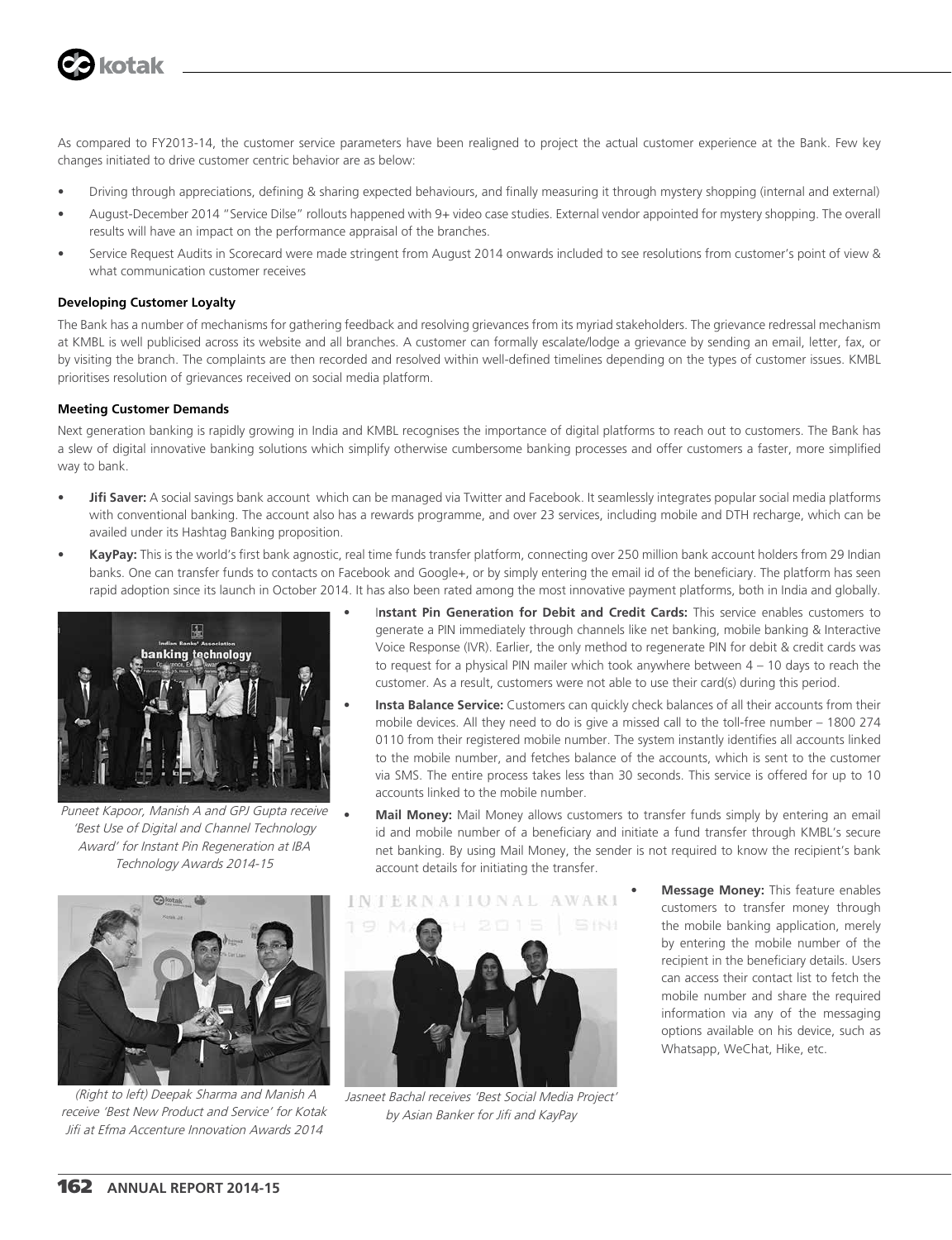As compared to FY2013-14, the customer service parameters have been realigned to project the actual customer experience at the Bank. Few key changes initiated to drive customer centric behavior are as below:

- Driving through appreciations, defining & sharing expected behaviours, and finally measuring it through mystery shopping (internal and external)
- August-December 2014 "Service Dilse" rollouts happened with 9+ video case studies. External vendor appointed for mystery shopping. The overall results will have an impact on the performance appraisal of the branches.
- Service Request Audits in Scorecard were made stringent from August 2014 onwards included to see resolutions from customer's point of view & what communication customer receives

**Developing Customer Loyalty**

The Bank has a number of mechanisms for gathering feedback and resolving grievances from its myriad stakeholders. The grievance redressal mechanism at KMBL is well publicised across its website and all branches. A customer can formally escalate/lodge a grievance by sending an email, letter, fax, or by visiting the branch. The complaints are then recorded and resolved within well-defined timelines depending on the types of customer issues. KMBL prioritises resolution of grievances received on social media platform.

**Meeting Customer Demands**

Next generation banking is rapidly growing in India and KMBL recognises the importance of digital platforms to reach out to customers. The Bank has a slew of digital innovative banking solutions which simplify otherwise cumbersome banking processes and offer customers a faster, more simplified way to bank.

- **Jifi Saver:** A social savings bank account which can be managed via Twitter and Facebook. It seamlessly integrates popular social media platforms with conventional banking. The account also has a rewards programme, and over 23 services, including mobile and DTH recharge, which can be availed under its Hashtag Banking proposition.
- **KayPay:** This is the world's first bank agnostic, real time funds transfer platform, connecting over 250 million bank account holders from 29 Indian banks. One can transfer funds to contacts on Facebook and Google+, or by simply entering the email id of the beneficiary. The platform has seen rapid adoption since its launch in October 2014. It has also been rated among the most innovative payment platforms, both in India and globally.
- **Instant Pin Generation for Debit and Credit Cards:** This service enables customers to generate a PIN immediately through channels like net banking, mobile banking & Interactive Voice Response (IVR). Earlier, the only method to regenerate PIN for debit & credit cards was to request for a physical PIN mailer which took anywhere between 4 – 10 days to reach the customer. As a result, customers were not able to use their card(s) during this period.
- **Insta Balance Service:** Customers can quickly check balances of all their accounts from their mobile devices. All they need to do is give a missed call to the toll-free number – 1800 274 0110 from their registered mobile number. The system instantly identifies all accounts linked to the mobile number, and fetches balance of the accounts, which is sent to the customer via SMS. The entire process takes less than 30 seconds. This service is offered for up to 10 accounts linked to the mobile number.
- **Mail Money:** Mail Money allows customers to transfer funds simply by entering an email id and mobile number of a beneficiary and initiate a fund transfer through KMBL's secure net banking. By using Mail Money, the sender is not required to know the recipient's bank account details for initiating the transfer.
- **Message Money:** This feature enables customers to transfer money through the mobile banking application, merely by entering the mobile number of the recipient in the beneficiary details. Users can access their contact list to fetch the mobile number and share the required information via any of the messaging options available on his device, such as Whatsapp, WeChat, Hike, etc.

*Puneet Kapoor, Manish A and GPJ Gupta receive 'Best Use of Digital and Channel Technology Award' for Instant Pin Regeneration at IBA Technology Awards 2014-15*

*(Right to left) Deepak Sharma and Manish A receive 'Best New Product and Service' for Kotak Jifi at Efma Accenture Innovation Awards 2014*

*Jasneet Bachal receives 'Best Social Media Project' by Asian Banker for Jifi and KayPay*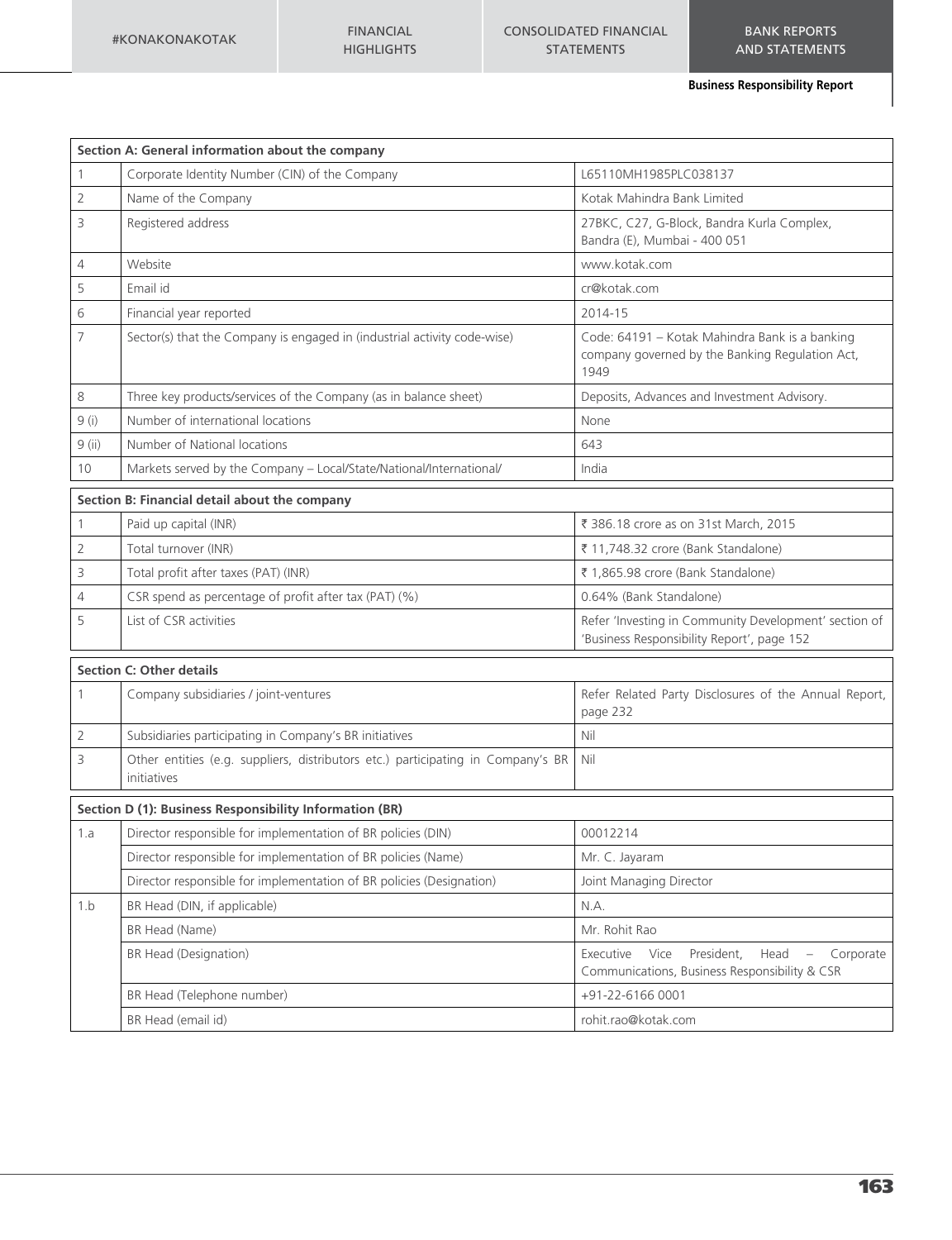| Section A: General information about the company | | |
|---|---|---|
| 1 | Corporate Identity Number (CIN) of the Company | L65110MH1985PLC038137 |
| 2 | Name of the Company | Kotak Mahindra Bank Limited |
| 3 | Registered address | 27BKC, C27, G-Block, Bandra Kurla Complex, Bandra (E), Mumbai - 400 051 |
| 4 | Website | www.kotak.com |
| 5 | Email id | cr@kotak.com |
| 6 | Financial year reported | 2014-15 |
| 7 | Sector(s) that the Company is engaged in (industrial activity code-wise) | Code: 64191 – Kotak Mahindra Bank is a banking company governed by the Banking Regulation Act, 1949 |
| 8 | Three key products/services of the Company (as in balance sheet) | Deposits, Advances and Investment Advisory. |
| 9 (i) | Number of international locations | None |
| 9 (ii) | Number of National locations | 643 |
| 10 | Markets served by the Company – Local/State/National/International/ | India |

| Section B: Financial detail about the company | | |
|---|---|---|
| 1 | Paid up capital (INR) | ₹ 386.18 crore as on 31st March, 2015 |
| 2 | Total turnover (INR) | ₹ 11,748.32 crore (Bank Standalone) |
| 3 | Total profit after taxes (PAT) (INR) | ₹ 1,865.98 crore (Bank Standalone) |
| 4 | CSR spend as percentage of profit after tax (PAT) (%) | 0.64% (Bank Standalone) |
| 5 | List of CSR activities | Refer 'Investing in Community Development' section of 'Business Responsibility Report', page 152 |

| Section C: Other details | | |
|---|---|---|
| 1 | Company subsidiaries / joint-ventures | Refer Related Party Disclosures of the Annual Report, page 232 |
| 2 | Subsidiaries participating in Company's BR initiatives | Nil |
| 3 | Other entities (e.g. suppliers, distributors etc.) participating in Company's BR initiatives | Nil |

| Section D (1): Business Responsibility Information (BR) | | |
|---|---|---|
| 1.a | Director responsible for implementation of BR policies (DIN) | 00012214 |
| | Director responsible for implementation of BR policies (Name) | Mr. C. Jayaram |
| | Director responsible for implementation of BR policies (Designation) | Joint Managing Director |
| 1.b | BR Head (DIN, if applicable) | N.A. |
| | BR Head (Name) | Mr. Rohit Rao |
| | BR Head (Designation) | Executive Vice President, Head – Corporate Communications, Business Responsibility & CSR |
| | BR Head (Telephone number) | +91-22-6166 0001 |
| | BR Head (email id) | rohit.rao@kotak.com |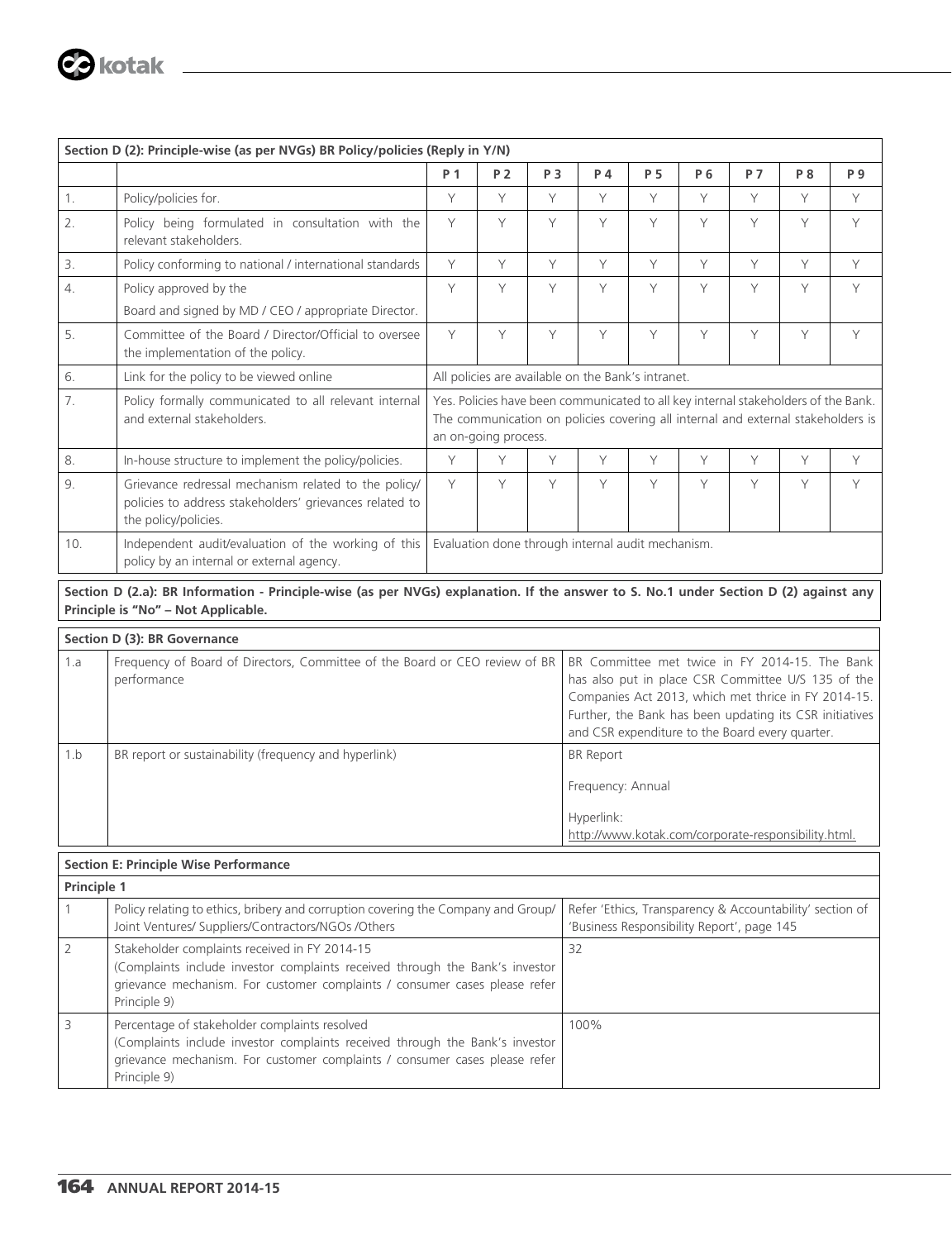| Section D (2): Principle-wise (as per NVGs) BR Policy/policies (Reply in Y/N) | | | | | | | | | | |
|---|---|---|---|---|---|---|---|---|---|---|
| | | P 1 | P 2 | P 3 | P 4 | P 5 | P 6 | P 7 | P 8 | P 9 |
| 1. | Policy/policies for. | Y | Y | Y | Y | Y | Y | Y | Y | Y |
| 2. | Policy being formulated in consultation with the relevant stakeholders. | Y | Y | Y | Y | Y | Y | Y | Y | Y |
| 3. | Policy conforming to national / international standards | Y | Y | Y | Y | Y | Y | Y | Y | Y |
| 4. | Policy approved by the Board and signed by MD / CEO / appropriate Director. | Y | Y | Y | Y | Y | Y | Y | Y | Y |
| 5. | Committee of the Board / Director/Official to oversee the implementation of the policy. | Y | Y | Y | Y | Y | Y | Y | Y | Y |
| 6. | Link for the policy to be viewed online | All policies are available on the Bank's intranet. | | | | | | | | |
| 7. | Policy formally communicated to all relevant internal and external stakeholders. | Yes. Policies have been communicated to all key internal stakeholders of the Bank. The communication on policies covering all internal and external stakeholders is an on-going process. | | | | | | | | |
| 8. | In-house structure to implement the policy/policies. | Y | Y | Y | Y | Y | Y | Y | Y | Y |
| 9. | Grievance redressal mechanism related to the policy/ policies to address stakeholders' grievances related to the policy/policies. | Y | Y | Y | Y | Y | Y | Y | Y | Y |
| 10. | Independent audit/evaluation of the working of this policy by an internal or external agency. | Evaluation done through internal audit mechanism. | | | | | | | | |

**Section D (2.a): BR Information - Principle-wise (as per NVGs) explanation. If the answer to S. No.1 under Section D (2) against any Principle is "No" – Not Applicable.**

| Section D (3): BR Governance | | |
|---|---|---|
| 1.a | Frequency of Board of Directors, Committee of the Board or CEO review of BR performance | BR Committee met twice in FY 2014-15. The Bank has also put in place CSR Committee U/S 135 of the Companies Act 2013, which met thrice in FY 2014-15. Further, the Bank has been updating its CSR initiatives and CSR expenditure to the Board every quarter. |
| 1.b | BR report or sustainability (frequency and hyperlink) | BR Report<br><br>Frequency: Annual<br><br>Hyperlink:<br>http://www.kotak.com/corporate-responsibility.html. |

| Section E: Principle Wise Performance | | |
|---|---|---|
| **Principle 1** | | |
| 1 | Policy relating to ethics, bribery and corruption covering the Company and Group/ Joint Ventures/ Suppliers/Contractors/NGOs /Others | Refer 'Ethics, Transparency & Accountability' section of 'Business Responsibility Report', page 145 |
| 2 | Stakeholder complaints received in FY 2014-15<br>(Complaints include investor complaints received through the Bank's investor grievance mechanism. For customer complaints / consumer cases please refer Principle 9) | 32 |
| 3 | Percentage of stakeholder complaints resolved<br>(Complaints include investor complaints received through the Bank's investor grievance mechanism. For customer complaints / consumer cases please refer Principle 9) | 100% |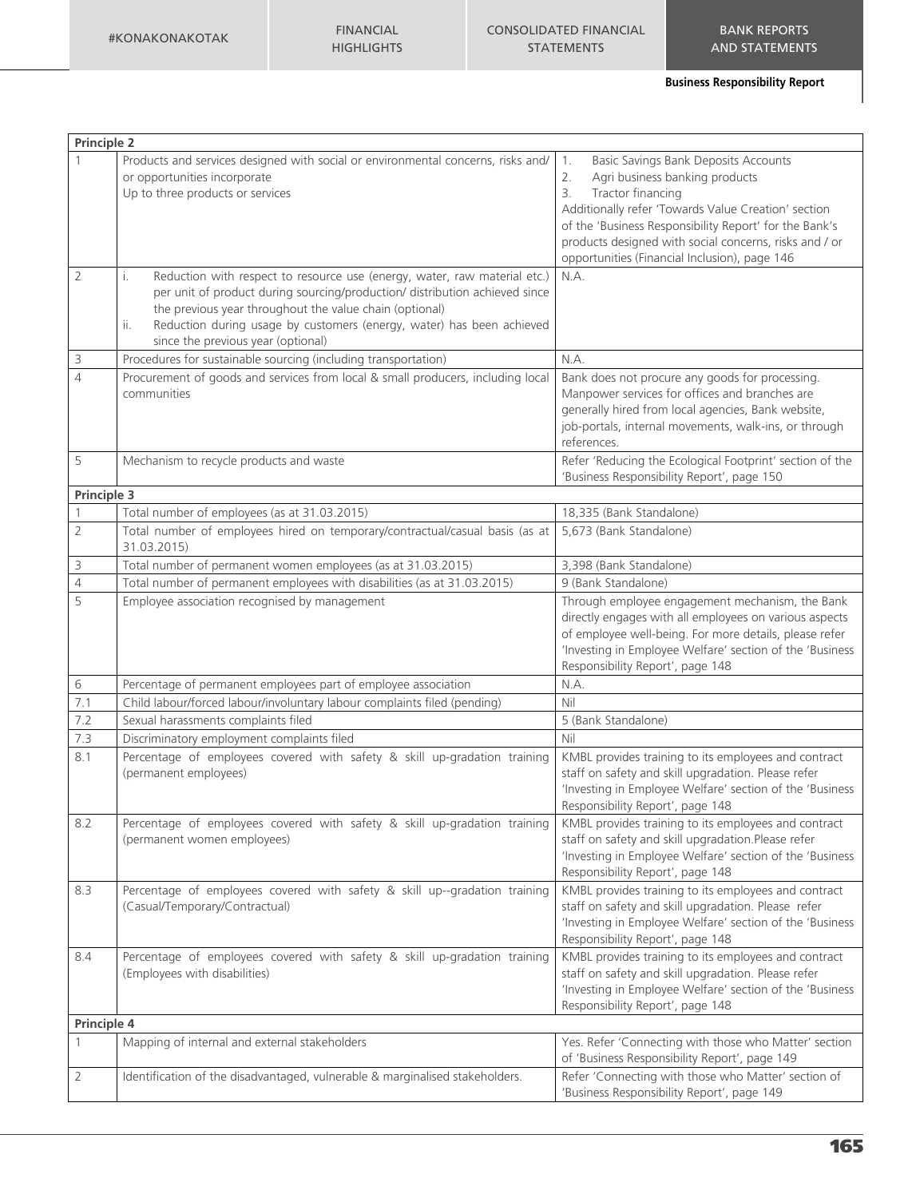| | | |
|---|---|---|
| **Principle 2** | | |
| 1 | Products and services designed with social or environmental concerns, risks and/ or opportunities incorporate<br>Up to three products or services | 1. Basic Savings Bank Deposits Accounts<br>2. Agri business banking products<br>3. Tractor financing<br>Additionally refer 'Towards Value Creation' section of the 'Business Responsibility Report' for the Bank's products designed with social concerns, risks and / or opportunities (Financial Inclusion), page 146 |
| 2 | i. Reduction with respect to resource use (energy, water, raw material etc.) per unit of product during sourcing/production/ distribution achieved since the previous year throughout the value chain (optional)<br>ii. Reduction during usage by customers (energy, water) has been achieved since the previous year (optional) | N.A. |
| 3 | Procedures for sustainable sourcing (including transportation) | N.A. |
| 4 | Procurement of goods and services from local & small producers, including local communities | Bank does not procure any goods for processing. Manpower services for offices and branches are generally hired from local agencies, Bank website, job-portals, internal movements, walk-ins, or through references. |
| 5 | Mechanism to recycle products and waste | Refer 'Reducing the Ecological Footprint' section of the 'Business Responsibility Report', page 150 |
| **Principle 3** | | |
| 1 | Total number of employees (as at 31.03.2015) | 18,335 (Bank Standalone) |
| 2 | Total number of employees hired on temporary/contractual/casual basis (as at 31.03.2015) | 5,673 (Bank Standalone) |
| 3 | Total number of permanent women employees (as at 31.03.2015) | 3,398 (Bank Standalone) |
| 4 | Total number of permanent employees with disabilities (as at 31.03.2015) | 9 (Bank Standalone) |
| 5 | Employee association recognised by management | Through employee engagement mechanism, the Bank directly engages with all employees on various aspects of employee well-being. For more details, please refer 'Investing in Employee Welfare' section of the 'Business Responsibility Report', page 148 |
| 6 | Percentage of permanent employees part of employee association | N.A. |
| 7.1 | Child labour/forced labour/involuntary labour complaints filed (pending) | Nil |
| 7.2 | Sexual harassments complaints filed | 5 (Bank Standalone) |
| 7.3 | Discriminatory employment complaints filed | Nil |
| 8.1 | Percentage of employees covered with safety & skill up-gradation training (permanent employees) | KMBL provides training to its employees and contract staff on safety and skill upgradation. Please refer 'Investing in Employee Welfare' section of the 'Business Responsibility Report', page 148 |
| 8.2 | Percentage of employees covered with safety & skill up-gradation training (permanent women employees) | KMBL provides training to its employees and contract staff on safety and skill upgradation.Please refer 'Investing in Employee Welfare' section of the 'Business Responsibility Report', page 148 |
| 8.3 | Percentage of employees covered with safety & skill up--gradation training (Casual/Temporary/Contractual) | KMBL provides training to its employees and contract staff on safety and skill upgradation. Please refer 'Investing in Employee Welfare' section of the 'Business Responsibility Report', page 148 |
| 8.4 | Percentage of employees covered with safety & skill up-gradation training (Employees with disabilities) | KMBL provides training to its employees and contract staff on safety and skill upgradation. Please refer 'Investing in Employee Welfare' section of the 'Business Responsibility Report', page 148 |
| **Principle 4** | | |
| 1 | Mapping of internal and external stakeholders | Yes. Refer 'Connecting with those who Matter' section of 'Business Responsibility Report', page 149 |
| 2 | Identification of the disadvantaged, vulnerable & marginalised stakeholders. | Refer 'Connecting with those who Matter' section of 'Business Responsibility Report', page 149 |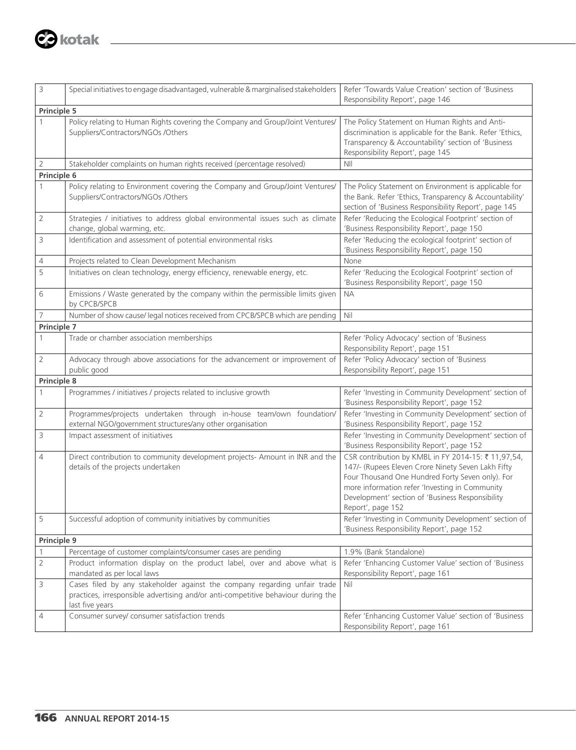| | | |
|---|---|---|
| 3 | Special initiatives to engage disadvantaged, vulnerable & marginalised stakeholders | Refer 'Towards Value Creation' section of 'Business Responsibility Report', page 146 |
| **Principle 5** | | |
| 1 | Policy relating to Human Rights covering the Company and Group/Joint Ventures/ Suppliers/Contractors/NGOs /Others | The Policy Statement on Human Rights and Anti-discrimination is applicable for the Bank. Refer 'Ethics, Transparency & Accountability' section of 'Business Responsibility Report', page 145 |
| 2 | Stakeholder complaints on human rights received (percentage resolved) | NIl |
| **Principle 6** | | |
| 1 | Policy relating to Environment covering the Company and Group/Joint Ventures/ Suppliers/Contractors/NGOs /Others | The Policy Statement on Environment is applicable for the Bank. Refer 'Ethics, Transparency & Accountability' section of 'Business Responsibility Report', page 145 |
| 2 | Strategies / initiatives to address global environmental issues such as climate change, global warming, etc. | Refer 'Reducing the Ecological Footprint' section of 'Business Responsibility Report', page 150 |
| 3 | Identification and assessment of potential environmental risks | Refer 'Reducing the ecological footprint' section of 'Business Responsibility Report', page 150 |
| 4 | Projects related to Clean Development Mechanism | None |
| 5 | Initiatives on clean technology, energy efficiency, renewable energy, etc. | Refer 'Reducing the Ecological Footprint' section of 'Business Responsibility Report', page 150 |
| 6 | Emissions / Waste generated by the company within the permissible limits given by CPCB/SPCB | NA |
| 7 | Number of show cause/ legal notices received from CPCB/SPCB which are pending | Nil |
| **Principle 7** | | |
| 1 | Trade or chamber association memberships | Refer 'Policy Advocacy' section of 'Business Responsibility Report', page 151 |
| 2 | Advocacy through above associations for the advancement or improvement of public good | Refer 'Policy Advocacy' section of 'Business Responsibility Report', page 151 |
| **Principle 8** | | |
| 1 | Programmes / initiatives / projects related to inclusive growth | Refer 'Investing in Community Development' section of 'Business Responsibility Report', page 152 |
| 2 | Programmes/projects undertaken through in-house team/own foundation/ external NGO/government structures/any other organisation | Refer 'Investing in Community Development' section of 'Business Responsibility Report', page 152 |
| 3 | Impact assessment of initiatives | Refer 'Investing in Community Development' section of 'Business Responsibility Report', page 152 |
| 4 | Direct contribution to community development projects- Amount in INR and the details of the projects undertaken | CSR contribution by KMBL in FY 2014-15: ₹ 11,97,54,147/- (Rupees Eleven Crore Ninety Seven Lakh Fifty Four Thousand One Hundred Forty Seven only). For more information refer 'Investing in Community Development' section of 'Business Responsibility Report', page 152 |
| 5 | Successful adoption of community initiatives by communities | Refer 'Investing in Community Development' section of 'Business Responsibility Report', page 152 |
| **Principle 9** | | |
| 1 | Percentage of customer complaints/consumer cases are pending | 1.9% (Bank Standalone) |
| 2 | Product information display on the product label, over and above what is mandated as per local laws | Refer 'Enhancing Customer Value' section of 'Business Responsibility Report', page 161 |
| 3 | Cases filed by any stakeholder against the company regarding unfair trade practices, irresponsible advertising and/or anti-competitive behaviour during the last five years | Nil |
| 4 | Consumer survey/ consumer satisfaction trends | Refer 'Enhancing Customer Value' section of 'Business Responsibility Report', page 161 |